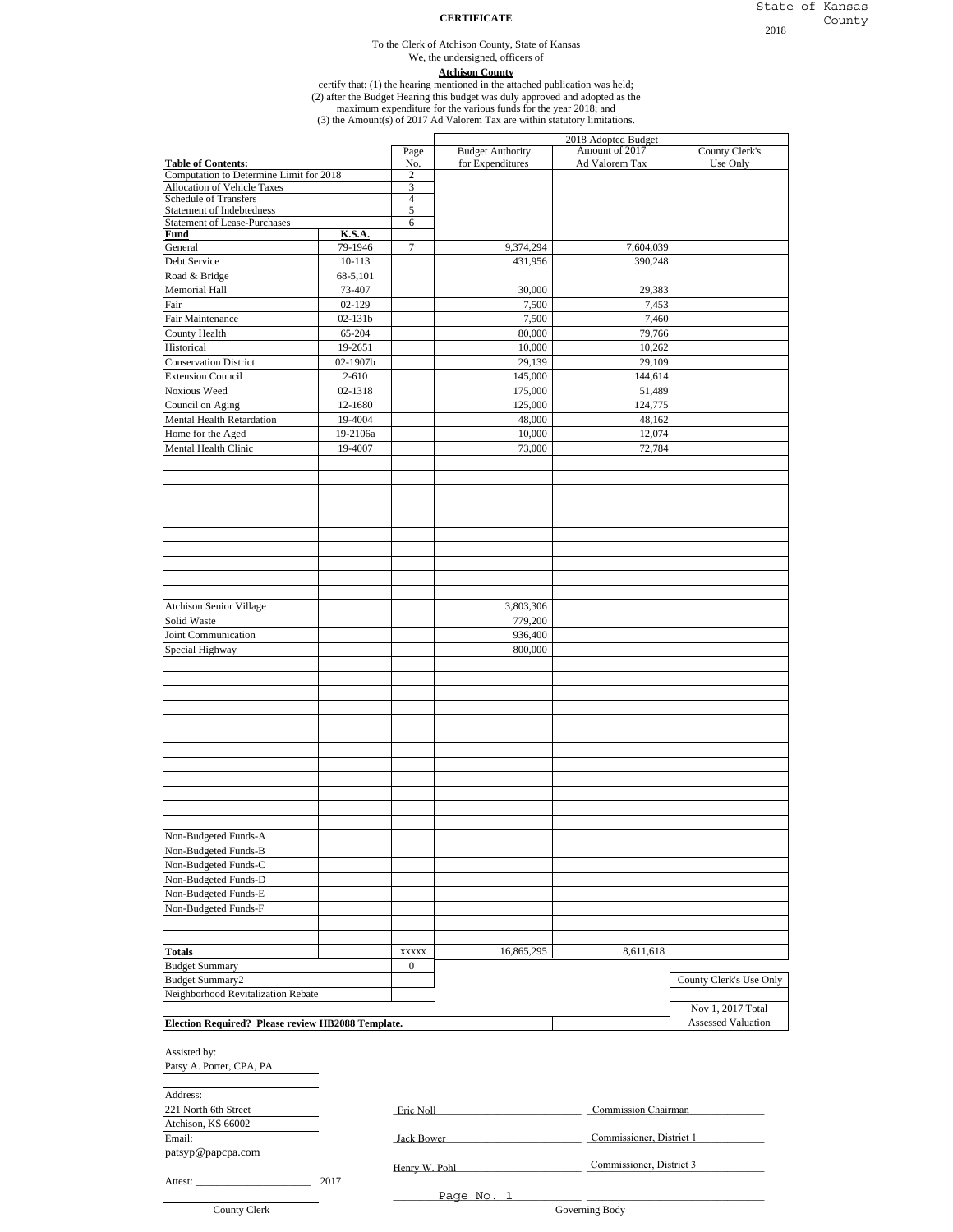State of Kansas
County

2018

**CERTIFICATE**

To the Clerk of Atchison County, State of Kansas
We, the undersigned, officers of

**Atchison County**

certify that: (1) the hearing mentioned in the attached publication was held;
(2) after the Budget Hearing this budget was duly approved and adopted as the maximum expenditure for the various funds for the year 2018; and
(3) the Amount(s) of 2017 Ad Valorem Tax are within statutory limitations.

| Table of Contents: | | Page No. | 2018 Adopted Budget Budget Authority for Expenditures | Amount of 2017 Ad Valorem Tax | County Clerk's Use Only |
|---|---|---|---|---|---|
| Computation to Determine Limit for 2018 | | 2 | | | |
| Allocation of Vehicle Taxes | | 3 | | | |
| Schedule of Transfers | | 4 | | | |
| Statement of Indebtedness | | 5 | | | |
| Statement of Lease-Purchases | | 6 | | | |
| **Fund** | **K.S.A.** | | | | |
| General | 79-1946 | 7 | 9,374,294 | 7,604,039 | |
| Debt Service | 10-113 | | 431,956 | 390,248 | |
| Road & Bridge | 68-5,101 | | | | |
| Memorial Hall | 73-407 | | 30,000 | 29,383 | |
| Fair | 02-129 | | 7,500 | 7,453 | |
| Fair Maintenance | 02-131b | | 7,500 | 7,460 | |
| County Health | 65-204 | | 80,000 | 79,766 | |
| Historical | 19-2651 | | 10,000 | 10,262 | |
| Conservation District | 02-1907b | | 29,139 | 29,109 | |
| Extension Council | 2-610 | | 145,000 | 144,614 | |
| Noxious Weed | 02-1318 | | 175,000 | 51,489 | |
| Council on Aging | 12-1680 | | 125,000 | 124,775 | |
| Mental Health Retardation | 19-4004 | | 48,000 | 48,162 | |
| Home for the Aged | 19-2106a | | 10,000 | 12,074 | |
| Mental Health Clinic | 19-4007 | | 73,000 | 72,784 | |
| Atchison Senior Village | | | 3,803,306 | | |
| Solid Waste | | | 779,200 | | |
| Joint Communication | | | 936,400 | | |
| Special Highway | | | 800,000 | | |
| Non-Budgeted Funds-A | | | | | |
| Non-Budgeted Funds-B | | | | | |
| Non-Budgeted Funds-C | | | | | |
| Non-Budgeted Funds-D | | | | | |
| Non-Budgeted Funds-E | | | | | |
| Non-Budgeted Funds-F | | | | | |
| **Totals** | | xxxxx | 16,865,295 | 8,611,618 | |
| Budget Summary | | 0 | | | |
| Budget Summary2 | | | | | County Clerk's Use Only |
| Neighborhood Revitalization Rebate | | | | | |
| | | | | | Nov 1, 2017 Total Assessed Valuation |
| **Election Required? Please review HB2088 Template.** | | | | | |

Assisted by:
Patsy A. Porter, CPA, PA

Address:
221 North 6th Street
Atchison, KS 66002
Email:
patsyp@papcpa.com

Attest: ______________________ 2017

County Clerk

| | |
|---|---|
| Eric Noll | Commission Chairman |
| Jack Bower | Commissioner, District 1 |
| Henry W. Pohl | Commissioner, District 3 |

Governing Body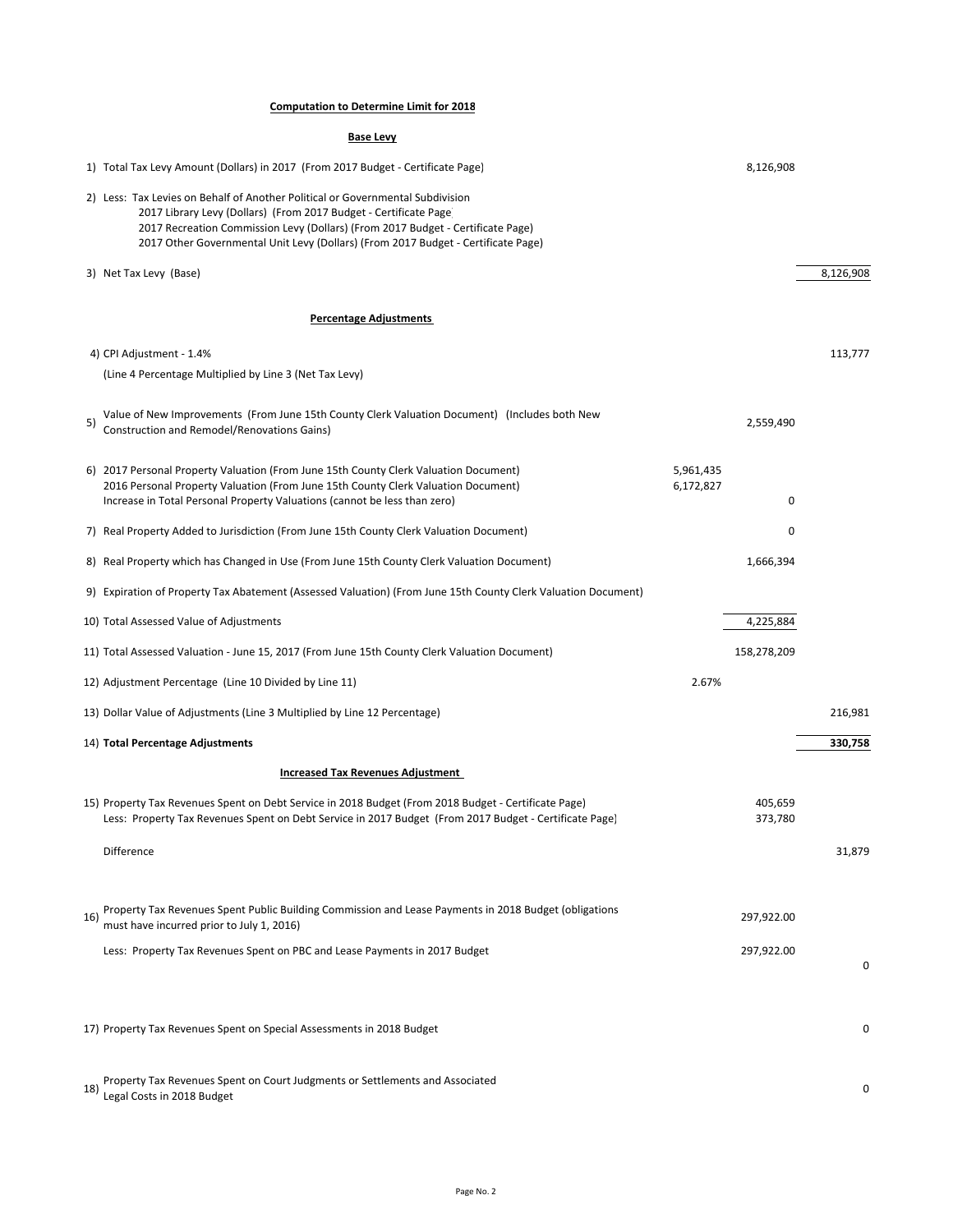**Computation to Determine Limit for 2018**

**Base Levy**

| | | | |
|---|---|---|---|
| 1) Total Tax Levy Amount (Dollars) in 2017 (From 2017 Budget - Certificate Page) | | 8,126,908 | |
| 2) Less: Tax Levies on Behalf of Another Political or Governmental Subdivision<br>2017 Library Levy (Dollars) (From 2017 Budget - Certificate Page<br>2017 Recreation Commission Levy (Dollars) (From 2017 Budget - Certificate Page)<br>2017 Other Governmental Unit Levy (Dollars) (From 2017 Budget - Certificate Page) | | | |
| 3) Net Tax Levy (Base) | | | 8,126,908 |

**Percentage Adjustments**

| | | | |
|---|---|---|---|
| 4) CPI Adjustment - 1.4%<br>(Line 4 Percentage Multiplied by Line 3 (Net Tax Levy) | | | 113,777 |
| 5) Value of New Improvements (From June 15th County Clerk Valuation Document) (Includes both New Construction and Remodel/Renovations Gains) | | 2,559,490 | |
| 6) 2017 Personal Property Valuation (From June 15th County Clerk Valuation Document) | 5,961,435 | | |
| 2016 Personal Property Valuation (From June 15th County Clerk Valuation Document) | 6,172,827 | | |
| Increase in Total Personal Property Valuations (cannot be less than zero) | | 0 | |
| 7) Real Property Added to Jurisdiction (From June 15th County Clerk Valuation Document) | | 0 | |
| 8) Real Property which has Changed in Use (From June 15th County Clerk Valuation Document) | | 1,666,394 | |
| 9) Expiration of Property Tax Abatement (Assessed Valuation) (From June 15th County Clerk Valuation Document) | | | |
| 10) Total Assessed Value of Adjustments | | 4,225,884 | |
| 11) Total Assessed Valuation - June 15, 2017 (From June 15th County Clerk Valuation Document) | | 158,278,209 | |
| 12) Adjustment Percentage (Line 10 Divided by Line 11) | 2.67% | | |
| 13) Dollar Value of Adjustments (Line 3 Multiplied by Line 12 Percentage) | | | 216,981 |
| **14) Total Percentage Adjustments** | | | **330,758** |

**Increased Tax Revenues Adjustment**

| | | | |
|---|---|---|---|
| 15) Property Tax Revenues Spent on Debt Service in 2018 Budget (From 2018 Budget - Certificate Page) | | 405,659 | |
| Less: Property Tax Revenues Spent on Debt Service in 2017 Budget (From 2017 Budget - Certificate Page) | | 373,780 | |
| Difference | | | 31,879 |
| 16) Property Tax Revenues Spent Public Building Commission and Lease Payments in 2018 Budget (obligations must have incurred prior to July 1, 2016) | | 297,922.00 | |
| Less: Property Tax Revenues Spent on PBC and Lease Payments in 2017 Budget | | 297,922.00 | 0 |
| 17) Property Tax Revenues Spent on Special Assessments in 2018 Budget | | | 0 |
| 18) Property Tax Revenues Spent on Court Judgments or Settlements and Associated Legal Costs in 2018 Budget | | | 0 |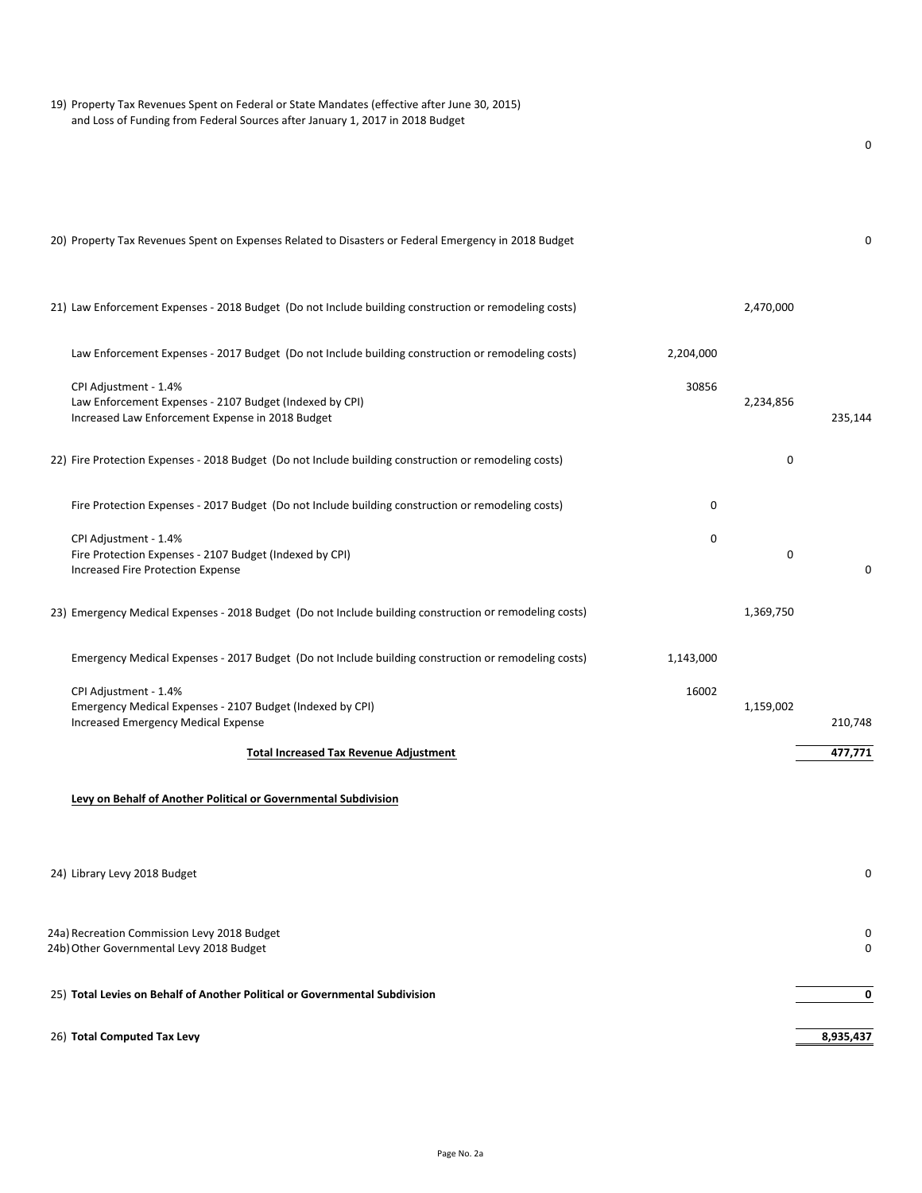| | | | |
|---|---|---|---|
| 19) Property Tax Revenues Spent on Federal or State Mandates (effective after June 30, 2015) and Loss of Funding from Federal Sources after January 1, 2017 in 2018 Budget | | | 0 |
| 20) Property Tax Revenues Spent on Expenses Related to Disasters or Federal Emergency in 2018 Budget | | | 0 |
| 21) Law Enforcement Expenses - 2018 Budget (Do not Include building construction or remodeling costs) | | 2,470,000 | |
| Law Enforcement Expenses - 2017 Budget (Do not Include building construction or remodeling costs) | 2,204,000 | | |
| CPI Adjustment - 1.4% | 30856 | | |
| Law Enforcement Expenses - 2107 Budget (Indexed by CPI) | | 2,234,856 | |
| Increased Law Enforcement Expense in 2018 Budget | | | 235,144 |
| 22) Fire Protection Expenses - 2018 Budget (Do not Include building construction or remodeling costs) | | 0 | |
| Fire Protection Expenses - 2017 Budget (Do not Include building construction or remodeling costs) | 0 | | |
| CPI Adjustment - 1.4% | 0 | | |
| Fire Protection Expenses - 2107 Budget (Indexed by CPI) | | 0 | |
| Increased Fire Protection Expense | | | 0 |
| 23) Emergency Medical Expenses - 2018 Budget (Do not Include building construction or remodeling costs) | | 1,369,750 | |
| Emergency Medical Expenses - 2017 Budget (Do not Include building construction or remodeling costs) | 1,143,000 | | |
| CPI Adjustment - 1.4% | 16002 | | |
| Emergency Medical Expenses - 2107 Budget (Indexed by CPI) | | 1,159,002 | |
| Increased Emergency Medical Expense | | | 210,748 |
| **Total Increased Tax Revenue Adjustment** | | | **477,771** |
| **Levy on Behalf of Another Political or Governmental Subdivision** | | | |
| 24) Library Levy 2018 Budget | | | 0 |
| 24a) Recreation Commission Levy 2018 Budget | | | 0 |
| 24b) Other Governmental Levy 2018 Budget | | | 0 |
| 25) **Total Levies on Behalf of Another Political or Governmental Subdivision** | | | **0** |
| 26) **Total Computed Tax Levy** | | | **8,935,437** |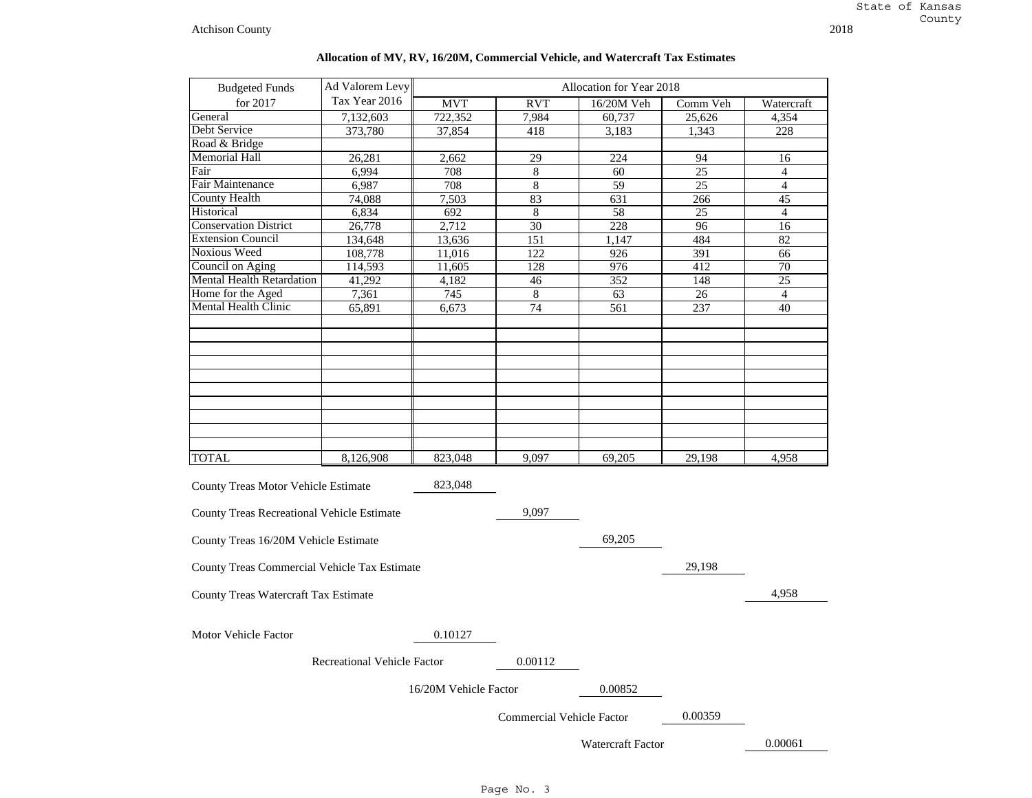Atchison County

2018

## Allocation of MV, RV, 16/20M, Commercial Vehicle, and Watercraft Tax Estimates

| Budgeted Funds for 2017 | Ad Valorem Levy Tax Year 2016 | Allocation for Year 2018 | | | | |
|---|---|---|---|---|---|---|
| | | MVT | RVT | 16/20M Veh | Comm Veh | Watercraft |
| General | 7,132,603 | 722,352 | 7,984 | 60,737 | 25,626 | 4,354 |
| Debt Service | 373,780 | 37,854 | 418 | 3,183 | 1,343 | 228 |
| Road & Bridge | | | | | | |
| Memorial Hall | 26,281 | 2,662 | 29 | 224 | 94 | 16 |
| Fair | 6,994 | 708 | 8 | 60 | 25 | 4 |
| Fair Maintenance | 6,987 | 708 | 8 | 59 | 25 | 4 |
| County Health | 74,088 | 7,503 | 83 | 631 | 266 | 45 |
| Historical | 6,834 | 692 | 8 | 58 | 25 | 4 |
| Conservation District | 26,778 | 2,712 | 30 | 228 | 96 | 16 |
| Extension Council | 134,648 | 13,636 | 151 | 1,147 | 484 | 82 |
| Noxious Weed | 108,778 | 11,016 | 122 | 926 | 391 | 66 |
| Council on Aging | 114,593 | 11,605 | 128 | 976 | 412 | 70 |
| Mental Health Retardation | 41,292 | 4,182 | 46 | 352 | 148 | 25 |
| Home for the Aged | 7,361 | 745 | 8 | 63 | 26 | 4 |
| Mental Health Clinic | 65,891 | 6,673 | 74 | 561 | 237 | 40 |
| TOTAL | 8,126,908 | 823,048 | 9,097 | 69,205 | 29,198 | 4,958 |

| | |
|---|---|
| County Treas Motor Vehicle Estimate | 823,048 |
| County Treas Recreational Vehicle Estimate | 9,097 |
| County Treas 16/20M Vehicle Estimate | 69,205 |
| County Treas Commercial Vehicle Tax Estimate | 29,198 |
| County Treas Watercraft Tax Estimate | 4,958 |

| | |
|---|---|
| Motor Vehicle Factor | 0.10127 |
| Recreational Vehicle Factor | 0.00112 |
| 16/20M Vehicle Factor | 0.00852 |
| Commercial Vehicle Factor | 0.00359 |
| Watercraft Factor | 0.00061 |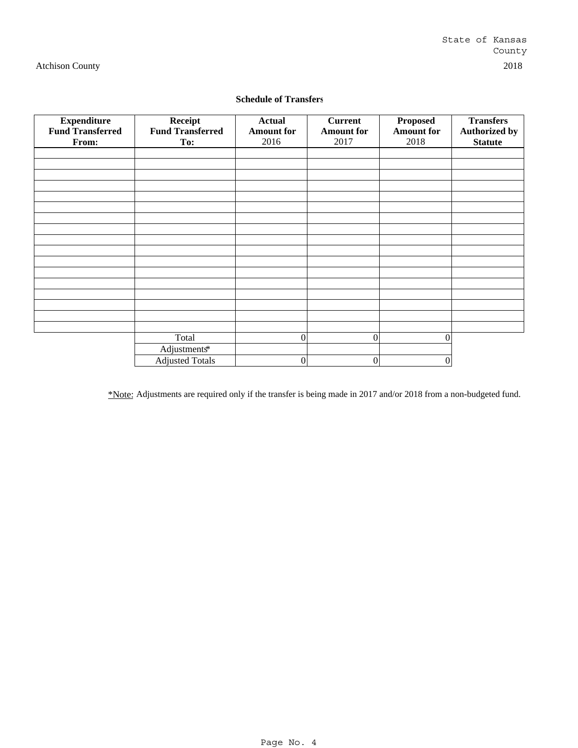State of Kansas
County

Atchison County 2018

**Schedule of Transfers**

| Expenditure Fund Transferred From: | Receipt Fund Transferred To: | Actual Amount for 2016 | Current Amount for 2017 | Proposed Amount for 2018 | Transfers Authorized by Statute |
|---|---|---|---|---|---|
| | | | | | |
| | | | | | |
| | | | | | |
| | | | | | |
| | | | | | |
| | | | | | |
| | | | | | |
| | | | | | |
| | | | | | |
| | | | | | |
| | | | | | |
| | | | | | |
| | | | | | |
| | | | | | |
| | | | | | |
| | | | | | |
| | | | | | |
| | Total | 0 | 0 | 0 | |
| | Adjustments* | | | | |
| | Adjusted Totals | 0 | 0 | 0 | |

*Note: Adjustments are required only if the transfer is being made in 2017 and/or 2018 from a non-budgeted fund.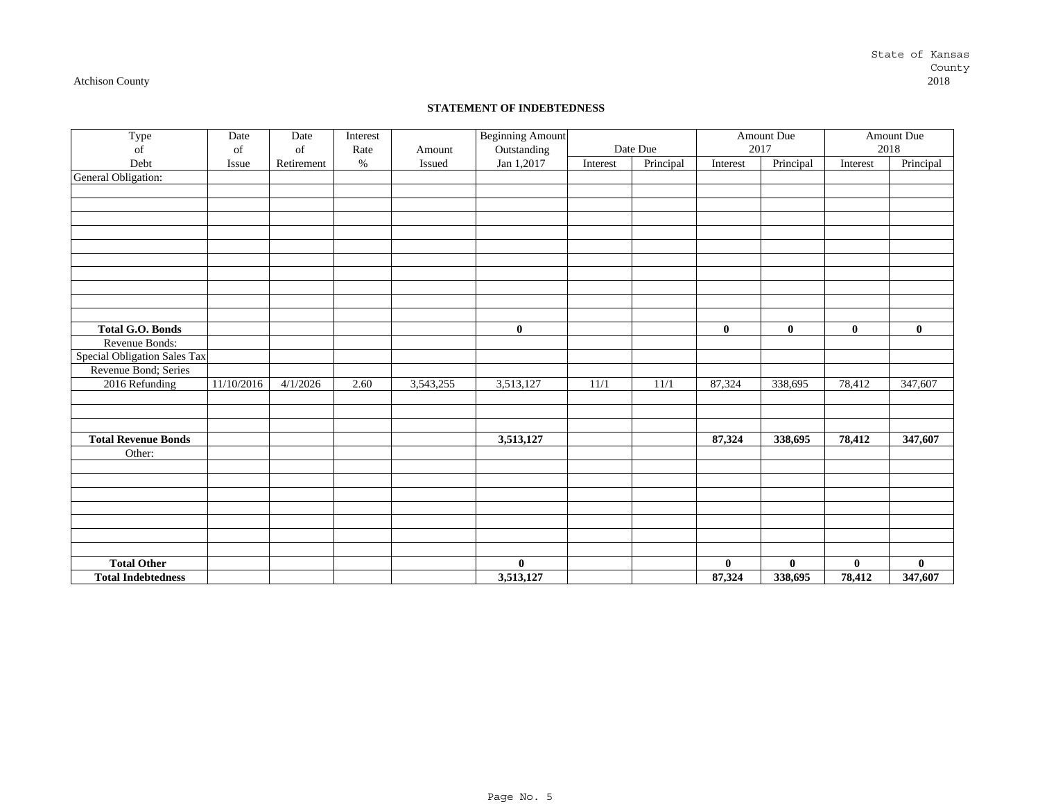Atchison County

State of Kansas
County
2018

## STATEMENT OF INDEBTEDNESS

| Type of Debt | Date of Issue | Date of Retirement | Interest Rate % | Amount Issued | Beginning Amount Outstanding Jan 1,2017 | Date Due | | Amount Due 2017 | | Amount Due 2018 | |
|---|---|---|---|---|---|---|---|---|---|---|---|
| | | | | | | Interest | Principal | Interest | Principal | Interest | Principal |
| General Obligation: | | | | | | | | | | | |
| | | | | | | | | | | | |
| | | | | | | | | | | | |
| | | | | | | | | | | | |
| | | | | | | | | | | | |
| | | | | | | | | | | | |
| | | | | | | | | | | | |
| | | | | | | | | | | | |
| | | | | | | | | | | | |
| | | | | | | | | | | | |
| | | | | | | | | | | | |
| **Total G.O. Bonds** | | | | | **0** | | | **0** | **0** | **0** | **0** |
| Revenue Bonds: | | | | | | | | | | | |
| Special Obligation Sales Tax | | | | | | | | | | | |
| Revenue Bond; Series | | | | | | | | | | | |
| 2016 Refunding | 11/10/2016 | 4/1/2026 | 2.60 | 3,543,255 | 3,513,127 | 11/1 | 11/1 | 87,324 | 338,695 | 78,412 | 347,607 |
| | | | | | | | | | | | |
| | | | | | | | | | | | |
| | | | | | | | | | | | |
| **Total Revenue Bonds** | | | | | **3,513,127** | | | **87,324** | **338,695** | **78,412** | **347,607** |
| Other: | | | | | | | | | | | |
| | | | | | | | | | | | |
| | | | | | | | | | | | |
| | | | | | | | | | | | |
| | | | | | | | | | | | |
| | | | | | | | | | | | |
| | | | | | | | | | | | |
| | | | | | | | | | | | |
| **Total Other** | | | | | **0** | | | **0** | **0** | **0** | **0** |
| **Total Indebtedness** | | | | | **3,513,127** | | | **87,324** | **338,695** | **78,412** | **347,607** |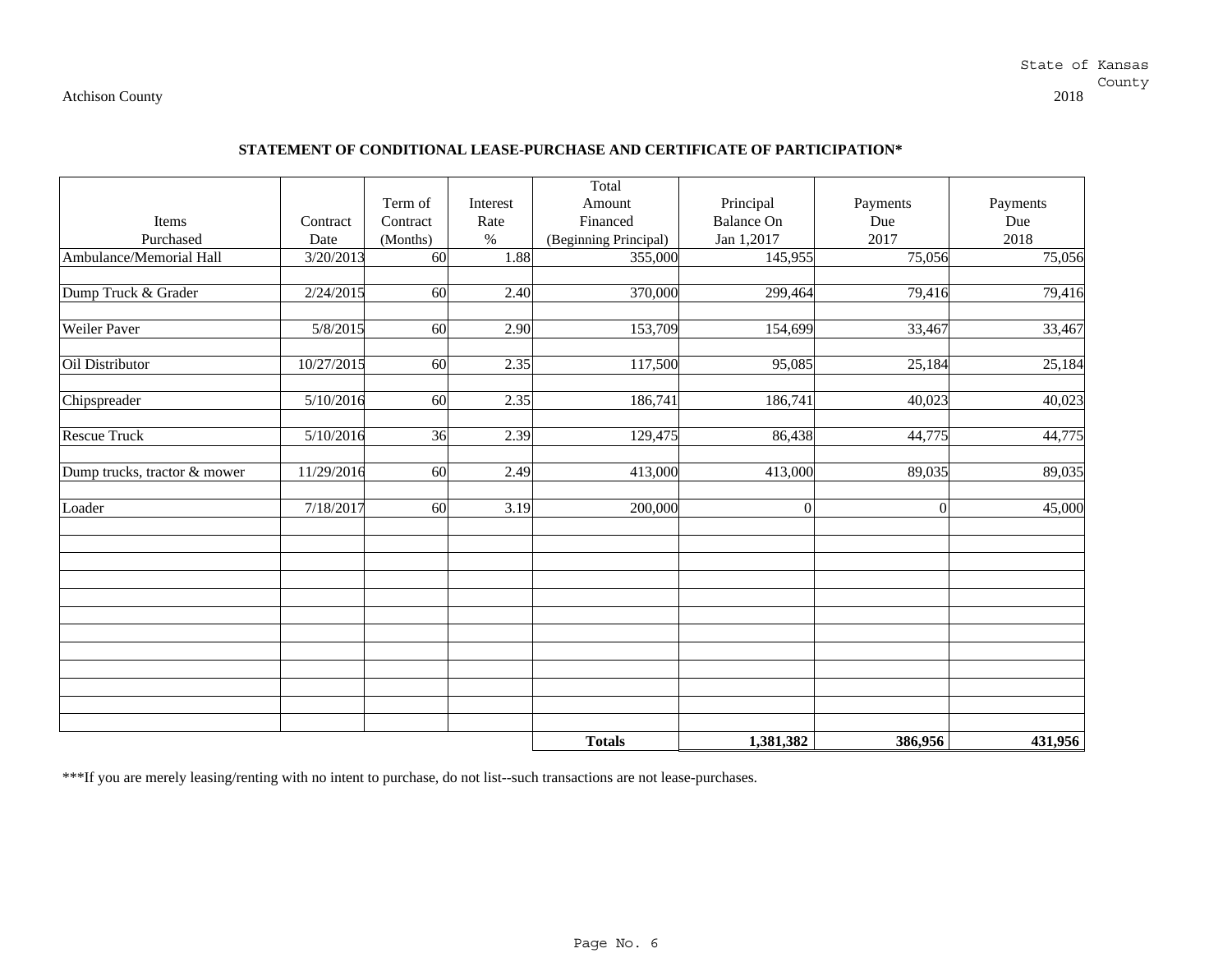Atchison County

State of Kansas
County
2018

## STATEMENT OF CONDITIONAL LEASE-PURCHASE AND CERTIFICATE OF PARTICIPATION*

| Items Purchased | Contract Date | Term of Contract (Months) | Interest Rate % | Total Amount Financed (Beginning Principal) | Principal Balance On Jan 1,2017 | Payments Due 2017 | Payments Due 2018 |
|---|---|---|---|---|---|---|---|
| Ambulance/Memorial Hall | 3/20/2013 | 60 | 1.88 | 355,000 | 145,955 | 75,056 | 75,056 |
| Dump Truck & Grader | 2/24/2015 | 60 | 2.40 | 370,000 | 299,464 | 79,416 | 79,416 |
| Weiler Paver | 5/8/2015 | 60 | 2.90 | 153,709 | 154,699 | 33,467 | 33,467 |
| Oil Distributor | 10/27/2015 | 60 | 2.35 | 117,500 | 95,085 | 25,184 | 25,184 |
| Chipspreader | 5/10/2016 | 60 | 2.35 | 186,741 | 186,741 | 40,023 | 40,023 |
| Rescue Truck | 5/10/2016 | 36 | 2.39 | 129,475 | 86,438 | 44,775 | 44,775 |
| Dump trucks, tractor & mower | 11/29/2016 | 60 | 2.49 | 413,000 | 413,000 | 89,035 | 89,035 |
| Loader | 7/18/2017 | 60 | 3.19 | 200,000 | 0 | 0 | 45,000 |
| | | | | **Totals** | **1,381,382** | **386,956** | **431,956** |

***If you are merely leasing/renting with no intent to purchase, do not list--such transactions are not lease-purchases.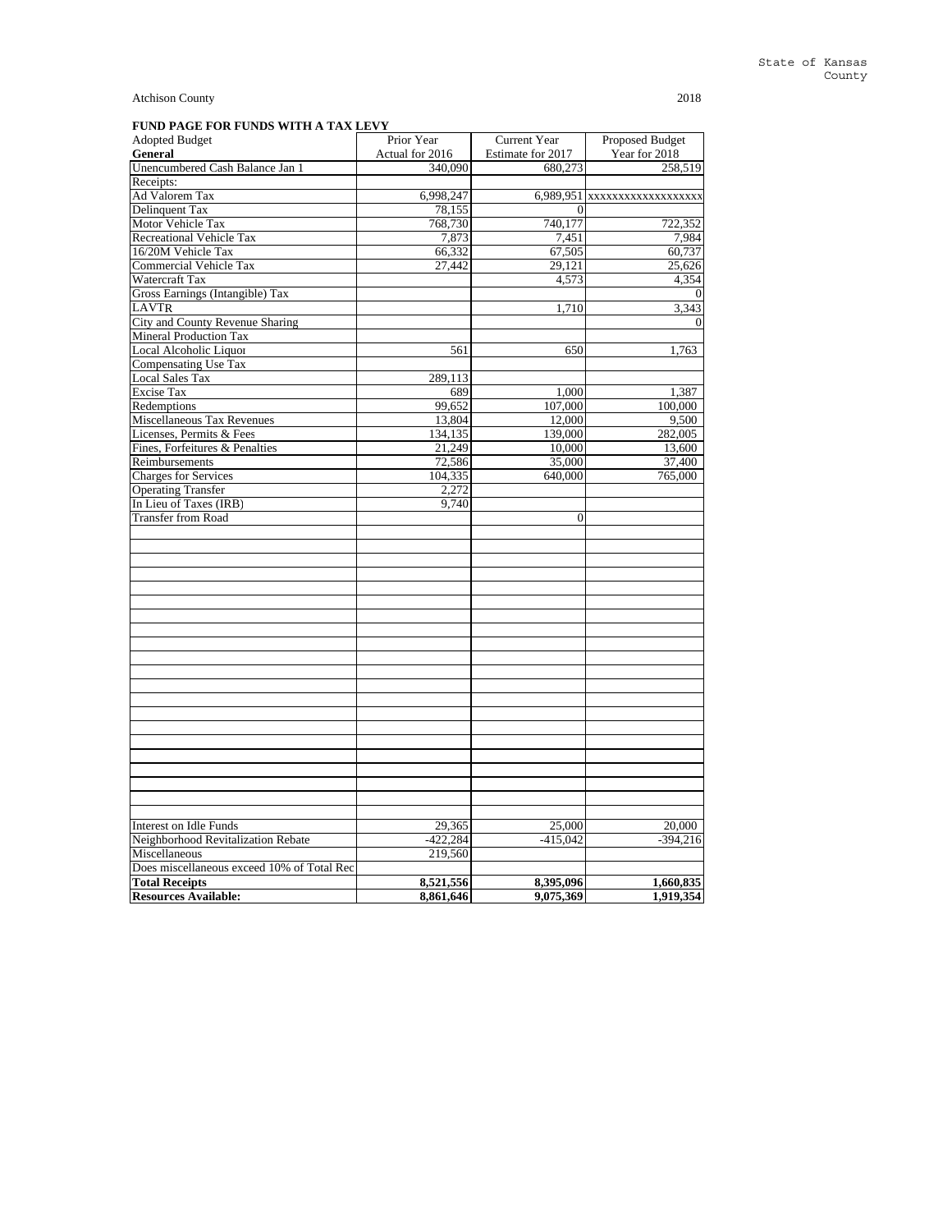State of Kansas
County

Atchison County 2018

**FUND PAGE FOR FUNDS WITH A TAX LEVY**

| Adopted Budget<br>**General** | Prior Year<br>Actual for 2016 | Current Year<br>Estimate for 2017 | Proposed Budget<br>Year for 2018 |
|---|---|---|---|
| Unencumbered Cash Balance Jan 1 | 340,090 | 680,273 | 258,519 |
| Receipts: | | | |
| Ad Valorem Tax | 6,998,247 | 6,989,951 | xxxxxxxxxxxxxxxxxx |
| Delinquent Tax | 78,155 | 0 | |
| Motor Vehicle Tax | 768,730 | 740,177 | 722,352 |
| Recreational Vehicle Tax | 7,873 | 7,451 | 7,984 |
| 16/20M Vehicle Tax | 66,332 | 67,505 | 60,737 |
| Commercial Vehicle Tax | 27,442 | 29,121 | 25,626 |
| Watercraft Tax | | 4,573 | 4,354 |
| Gross Earnings (Intangible) Tax | | | 0 |
| LAVTR | | 1,710 | 3,343 |
| City and County Revenue Sharing | | | 0 |
| Mineral Production Tax | | | |
| Local Alcoholic Liquor | 561 | 650 | 1,763 |
| Compensating Use Tax | | | |
| Local Sales Tax | 289,113 | | |
| Excise Tax | 689 | 1,000 | 1,387 |
| Redemptions | 99,652 | 107,000 | 100,000 |
| Miscellaneous Tax Revenues | 13,804 | 12,000 | 9,500 |
| Licenses, Permits & Fees | 134,135 | 139,000 | 282,005 |
| Fines, Forfeitures & Penalties | 21,249 | 10,000 | 13,600 |
| Reimbursements | 72,586 | 35,000 | 37,400 |
| Charges for Services | 104,335 | 640,000 | 765,000 |
| Operating Transfer | 2,272 | | |
| In Lieu of Taxes (IRB) | 9,740 | | |
| Transfer from Road | | 0 | |
| Interest on Idle Funds | 29,365 | 25,000 | 20,000 |
| Neighborhood Revitalization Rebate | -422,284 | -415,042 | -394,216 |
| Miscellaneous | 219,560 | | |
| Does miscellaneous exceed 10% of Total Rec | | | |
| **Total Receipts** | **8,521,556** | **8,395,096** | **1,660,835** |
| **Resources Available:** | **8,861,646** | **9,075,369** | **1,919,354** |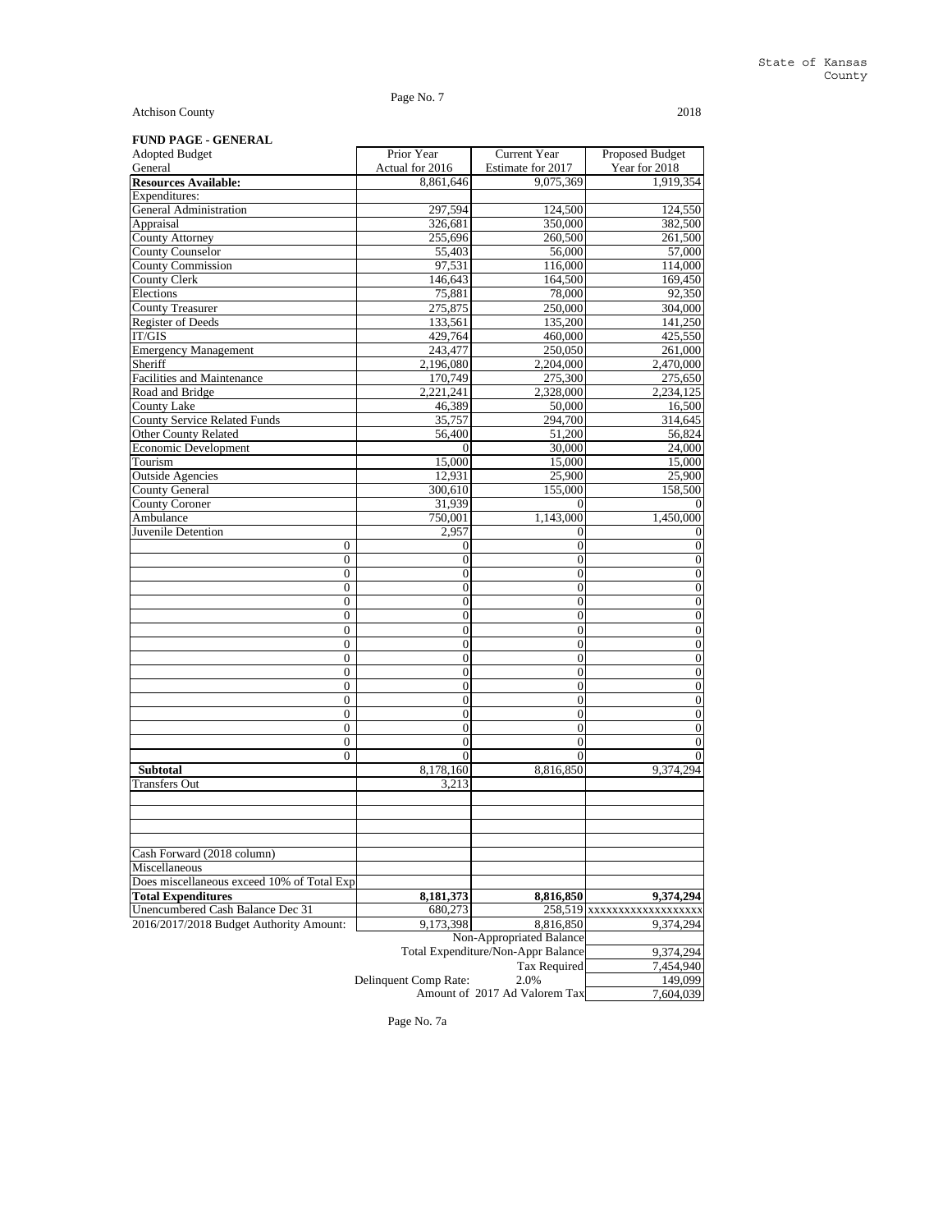State of Kansas
County

Atchison County 2018

**FUND PAGE - GENERAL**

| Adopted Budget<br>General | Prior Year<br>Actual for 2016 | Current Year<br>Estimate for 2017 | Proposed Budget<br>Year for 2018 |
|---|---|---|---|
| **Resources Available:** | 8,861,646 | 9,075,369 | 1,919,354 |
| Expenditures: | | | |
| General Administration | 297,594 | 124,500 | 124,550 |
| Appraisal | 326,681 | 350,000 | 382,500 |
| County Attorney | 255,696 | 260,500 | 261,500 |
| County Counselor | 55,403 | 56,000 | 57,000 |
| County Commission | 97,531 | 116,000 | 114,000 |
| County Clerk | 146,643 | 164,500 | 169,450 |
| Elections | 75,881 | 78,000 | 92,350 |
| County Treasurer | 275,875 | 250,000 | 304,000 |
| Register of Deeds | 133,561 | 135,200 | 141,250 |
| IT/GIS | 429,764 | 460,000 | 425,550 |
| Emergency Management | 243,477 | 250,050 | 261,000 |
| Sheriff | 2,196,080 | 2,204,000 | 2,470,000 |
| Facilities and Maintenance | 170,749 | 275,300 | 275,650 |
| Road and Bridge | 2,221,241 | 2,328,000 | 2,234,125 |
| County Lake | 46,389 | 50,000 | 16,500 |
| County Service Related Funds | 35,757 | 294,700 | 314,645 |
| Other County Related | 56,400 | 51,200 | 56,824 |
| Economic Development | 0 | 30,000 | 24,000 |
| Tourism | 15,000 | 15,000 | 15,000 |
| Outside Agencies | 12,931 | 25,900 | 25,900 |
| County General | 300,610 | 155,000 | 158,500 |
| County Coroner | 31,939 | 0 | 0 |
| Ambulance | 750,001 | 1,143,000 | 1,450,000 |
| Juvenile Detention | 2,957 | 0 | 0 |
| 0 | 0 | 0 | 0 |
| 0 | 0 | 0 | 0 |
| 0 | 0 | 0 | 0 |
| 0 | 0 | 0 | 0 |
| 0 | 0 | 0 | 0 |
| 0 | 0 | 0 | 0 |
| 0 | 0 | 0 | 0 |
| 0 | 0 | 0 | 0 |
| 0 | 0 | 0 | 0 |
| 0 | 0 | 0 | 0 |
| 0 | 0 | 0 | 0 |
| 0 | 0 | 0 | 0 |
| 0 | 0 | 0 | 0 |
| 0 | 0 | 0 | 0 |
| 0 | 0 | 0 | 0 |
| 0 | 0 | 0 | 0 |
| **Subtotal** | 8,178,160 | 8,816,850 | 9,374,294 |
| Transfers Out | 3,213 | | |
| | | | |
| | | | |
| | | | |
| | | | |
| Cash Forward (2018 column) | | | |
| Miscellaneous | | | |
| Does miscellaneous exceed 10% of Total Exp | | | |
| **Total Expenditures** | **8,181,373** | **8,816,850** | **9,374,294** |
| Unencumbered Cash Balance Dec 31 | 680,273 | 258,519 | xxxxxxxxxxxxxxxxxx |
| 2016/2017/2018 Budget Authority Amount: | 9,173,398 | 8,816,850 | 9,374,294 |
| | | Non-Appropriated Balance | |
| | | Total Expenditure/Non-Appr Balance | 9,374,294 |
| | | Tax Required | 7,454,940 |
| | Delinquent Comp Rate: | 2.0% | 149,099 |
| | | Amount of 2017 Ad Valorem Tax | 7,604,039 |

Page No. 7a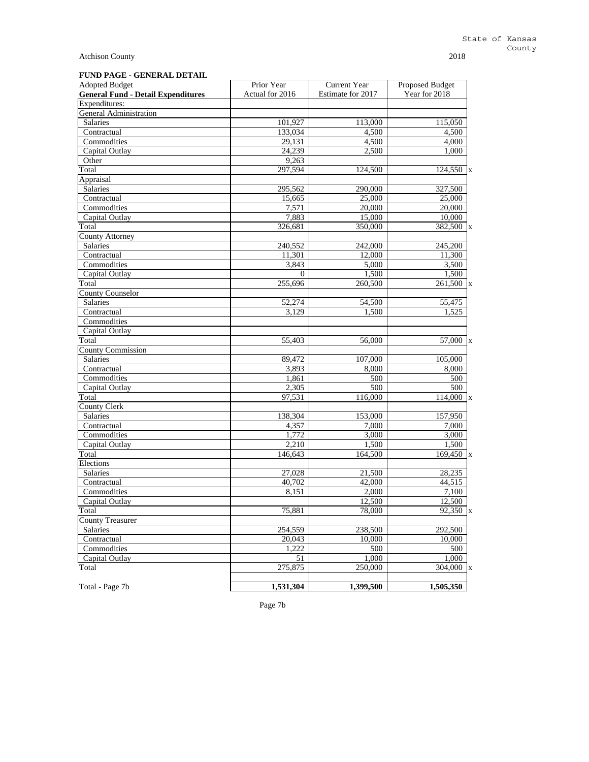State of Kansas
County

Atchison County 2018

**FUND PAGE - GENERAL DETAIL**

| Adopted Budget<br>**General Fund - Detail Expenditures** | Prior Year<br>Actual for 2016 | Current Year<br>Estimate for 2017 | Proposed Budget<br>Year for 2018 | |
|---|---|---|---|---|
| Expenditures: | | | | |
| General Administration | | | | |
| Salaries | 101,927 | 113,000 | 115,050 | |
| Contractual | 133,034 | 4,500 | 4,500 | |
| Commodities | 29,131 | 4,500 | 4,000 | |
| Capital Outlay | 24,239 | 2,500 | 1,000 | |
| Other | 9,263 | | | |
| Total | 297,594 | 124,500 | 124,550 | x |
| Appraisal | | | | |
| Salaries | 295,562 | 290,000 | 327,500 | |
| Contractual | 15,665 | 25,000 | 25,000 | |
| Commodities | 7,571 | 20,000 | 20,000 | |
| Capital Outlay | 7,883 | 15,000 | 10,000 | |
| Total | 326,681 | 350,000 | 382,500 | x |
| County Attorney | | | | |
| Salaries | 240,552 | 242,000 | 245,200 | |
| Contractual | 11,301 | 12,000 | 11,300 | |
| Commodities | 3,843 | 5,000 | 3,500 | |
| Capital Outlay | 0 | 1,500 | 1,500 | |
| Total | 255,696 | 260,500 | 261,500 | x |
| County Counselor | | | | |
| Salaries | 52,274 | 54,500 | 55,475 | |
| Contractual | 3,129 | 1,500 | 1,525 | |
| Commodities | | | | |
| Capital Outlay | | | | |
| Total | 55,403 | 56,000 | 57,000 | x |
| County Commission | | | | |
| Salaries | 89,472 | 107,000 | 105,000 | |
| Contractual | 3,893 | 8,000 | 8,000 | |
| Commodities | 1,861 | 500 | 500 | |
| Capital Outlay | 2,305 | 500 | 500 | |
| Total | 97,531 | 116,000 | 114,000 | x |
| County Clerk | | | | |
| Salaries | 138,304 | 153,000 | 157,950 | |
| Contractual | 4,357 | 7,000 | 7,000 | |
| Commodities | 1,772 | 3,000 | 3,000 | |
| Capital Outlay | 2,210 | 1,500 | 1,500 | |
| Total | 146,643 | 164,500 | 169,450 | x |
| Elections | | | | |
| Salaries | 27,028 | 21,500 | 28,235 | |
| Contractual | 40,702 | 42,000 | 44,515 | |
| Commodities | 8,151 | 2,000 | 7,100 | |
| Capital Outlay | | 12,500 | 12,500 | |
| Total | 75,881 | 78,000 | 92,350 | x |
| County Treasurer | | | | |
| Salaries | 254,559 | 238,500 | 292,500 | |
| Contractual | 20,043 | 10,000 | 10,000 | |
| Commodities | 1,222 | 500 | 500 | |
| Capital Outlay | 51 | 1,000 | 1,000 | |
| Total | 275,875 | 250,000 | 304,000 | x |
| | | | | |
| Total - Page 7b | **1,531,304** | **1,399,500** | **1,505,350** | |

Page 7b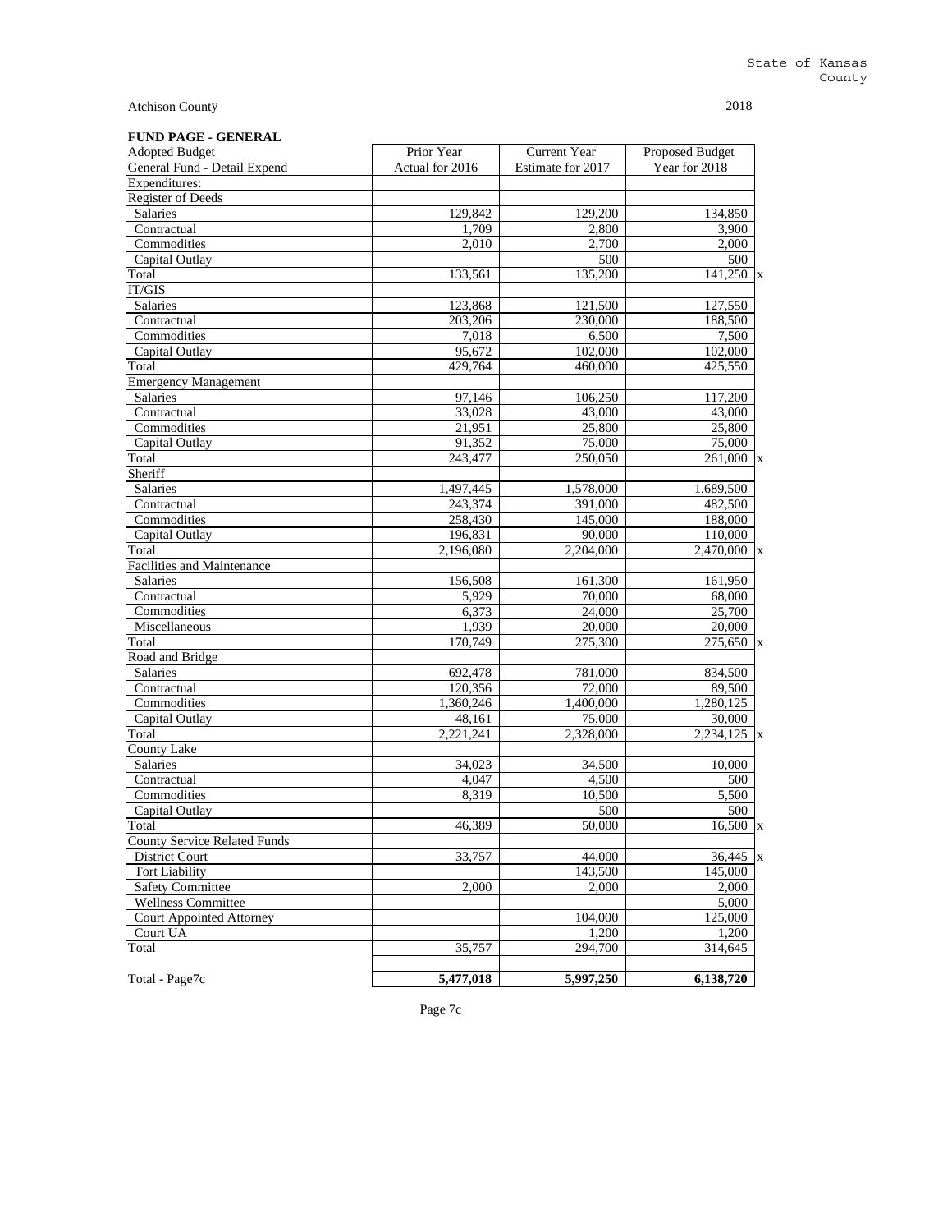State of Kansas
County

Atchison County 2018

**FUND PAGE - GENERAL**

| Adopted Budget<br>General Fund - Detail Expend | Prior Year<br>Actual for 2016 | Current Year<br>Estimate for 2017 | Proposed Budget<br>Year for 2018 | |
|---|---|---|---|---|
| Expenditures: | | | | |
| Register of Deeds | | | | |
| Salaries | 129,842 | 129,200 | 134,850 | |
| Contractual | 1,709 | 2,800 | 3,900 | |
| Commodities | 2,010 | 2,700 | 2,000 | |
| Capital Outlay | | 500 | 500 | |
| Total | 133,561 | 135,200 | 141,250 | x |
| IT/GIS | | | | |
| Salaries | 123,868 | 121,500 | 127,550 | |
| Contractual | 203,206 | 230,000 | 188,500 | |
| Commodities | 7,018 | 6,500 | 7,500 | |
| Capital Outlay | 95,672 | 102,000 | 102,000 | |
| Total | 429,764 | 460,000 | 425,550 | |
| Emergency Management | | | | |
| Salaries | 97,146 | 106,250 | 117,200 | |
| Contractual | 33,028 | 43,000 | 43,000 | |
| Commodities | 21,951 | 25,800 | 25,800 | |
| Capital Outlay | 91,352 | 75,000 | 75,000 | |
| Total | 243,477 | 250,050 | 261,000 | x |
| Sheriff | | | | |
| Salaries | 1,497,445 | 1,578,000 | 1,689,500 | |
| Contractual | 243,374 | 391,000 | 482,500 | |
| Commodities | 258,430 | 145,000 | 188,000 | |
| Capital Outlay | 196,831 | 90,000 | 110,000 | |
| Total | 2,196,080 | 2,204,000 | 2,470,000 | x |
| Facilities and Maintenance | | | | |
| Salaries | 156,508 | 161,300 | 161,950 | |
| Contractual | 5,929 | 70,000 | 68,000 | |
| Commodities | 6,373 | 24,000 | 25,700 | |
| Miscellaneous | 1,939 | 20,000 | 20,000 | |
| Total | 170,749 | 275,300 | 275,650 | x |
| Road and Bridge | | | | |
| Salaries | 692,478 | 781,000 | 834,500 | |
| Contractual | 120,356 | 72,000 | 89,500 | |
| Commodities | 1,360,246 | 1,400,000 | 1,280,125 | |
| Capital Outlay | 48,161 | 75,000 | 30,000 | |
| Total | 2,221,241 | 2,328,000 | 2,234,125 | x |
| County Lake | | | | |
| Salaries | 34,023 | 34,500 | 10,000 | |
| Contractual | 4,047 | 4,500 | 500 | |
| Commodities | 8,319 | 10,500 | 5,500 | |
| Capital Outlay | | 500 | 500 | |
| Total | 46,389 | 50,000 | 16,500 | x |
| County Service Related Funds | | | | |
| District Court | 33,757 | 44,000 | 36,445 | x |
| Tort Liability | | 143,500 | 145,000 | |
| Safety Committee | 2,000 | 2,000 | 2,000 | |
| Wellness Committee | | | 5,000 | |
| Court Appointed Attorney | | 104,000 | 125,000 | |
| Court UA | | 1,200 | 1,200 | |
| Total | 35,757 | 294,700 | 314,645 | |
| | | | | |
| Total - Page7c | **5,477,018** | **5,997,250** | **6,138,720** | |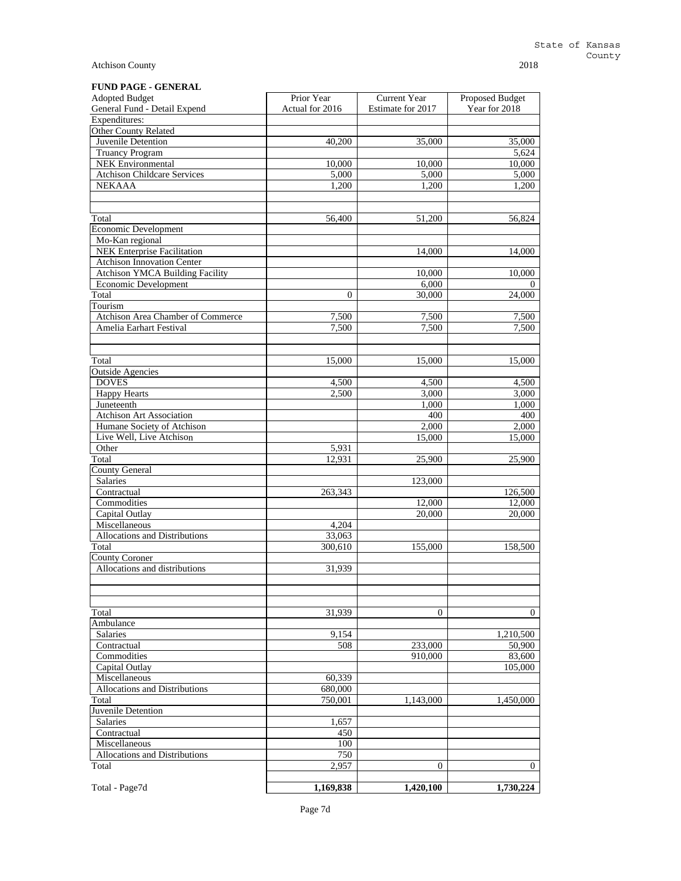State of Kansas County

Atchison County 2018

**FUND PAGE - GENERAL**

| Adopted Budget<br>General Fund - Detail Expend | Prior Year<br>Actual for 2016 | Current Year<br>Estimate for 2017 | Proposed Budget<br>Year for 2018 |
|---|---|---|---|
| Expenditures: | | | |
| Other County Related | | | |
| Juvenile Detention | 40,200 | 35,000 | 35,000 |
| Truancy Program | | | 5,624 |
| NEK Environmental | 10,000 | 10,000 | 10,000 |
| Atchison Childcare Services | 5,000 | 5,000 | 5,000 |
| NEKAAA | 1,200 | 1,200 | 1,200 |
| | | | |
| | | | |
| Total | 56,400 | 51,200 | 56,824 |
| Economic Development | | | |
| Mo-Kan regional | | | |
| NEK Enterprise Facilitation | | 14,000 | 14,000 |
| Atchison Innovation Center | | | |
| Atchison YMCA Building Facility | | 10,000 | 10,000 |
| Economic Development | | 6,000 | 0 |
| Total | 0 | 30,000 | 24,000 |
| Tourism | | | |
| Atchison Area Chamber of Commerce | 7,500 | 7,500 | 7,500 |
| Amelia Earhart Festival | 7,500 | 7,500 | 7,500 |
| | | | |
| | | | |
| Total | 15,000 | 15,000 | 15,000 |
| Outside Agencies | | | |
| DOVES | 4,500 | 4,500 | 4,500 |
| Happy Hearts | 2,500 | 3,000 | 3,000 |
| Juneteenth | | 1,000 | 1,000 |
| Atchison Art Association | | 400 | 400 |
| Humane Society of Atchison | | 2,000 | 2,000 |
| Live Well, Live Atchison | | 15,000 | 15,000 |
| Other | 5,931 | | |
| Total | 12,931 | 25,900 | 25,900 |
| County General | | | |
| Salaries | | 123,000 | |
| Contractual | 263,343 | | 126,500 |
| Commodities | | 12,000 | 12,000 |
| Capital Outlay | | 20,000 | 20,000 |
| Miscellaneous | 4,204 | | |
| Allocations and Distributions | 33,063 | | |
| Total | 300,610 | 155,000 | 158,500 |
| County Coroner | | | |
| Allocations and distributions | 31,939 | | |
| | | | |
| | | | |
| | | | |
| Total | 31,939 | 0 | 0 |
| Ambulance | | | |
| Salaries | 9,154 | | 1,210,500 |
| Contractual | 508 | 233,000 | 50,900 |
| Commodities | | 910,000 | 83,600 |
| Capital Outlay | | | 105,000 |
| Miscellaneous | 60,339 | | |
| Allocations and Distributions | 680,000 | | |
| Total | 750,001 | 1,143,000 | 1,450,000 |
| Juvenile Detention | | | |
| Salaries | 1,657 | | |
| Contractual | 450 | | |
| Miscellaneous | 100 | | |
| Allocations and Distributions | 750 | | |
| Total | 2,957 | 0 | 0 |
| | | | |
| Total - Page7d | **1,169,838** | **1,420,100** | **1,730,224** |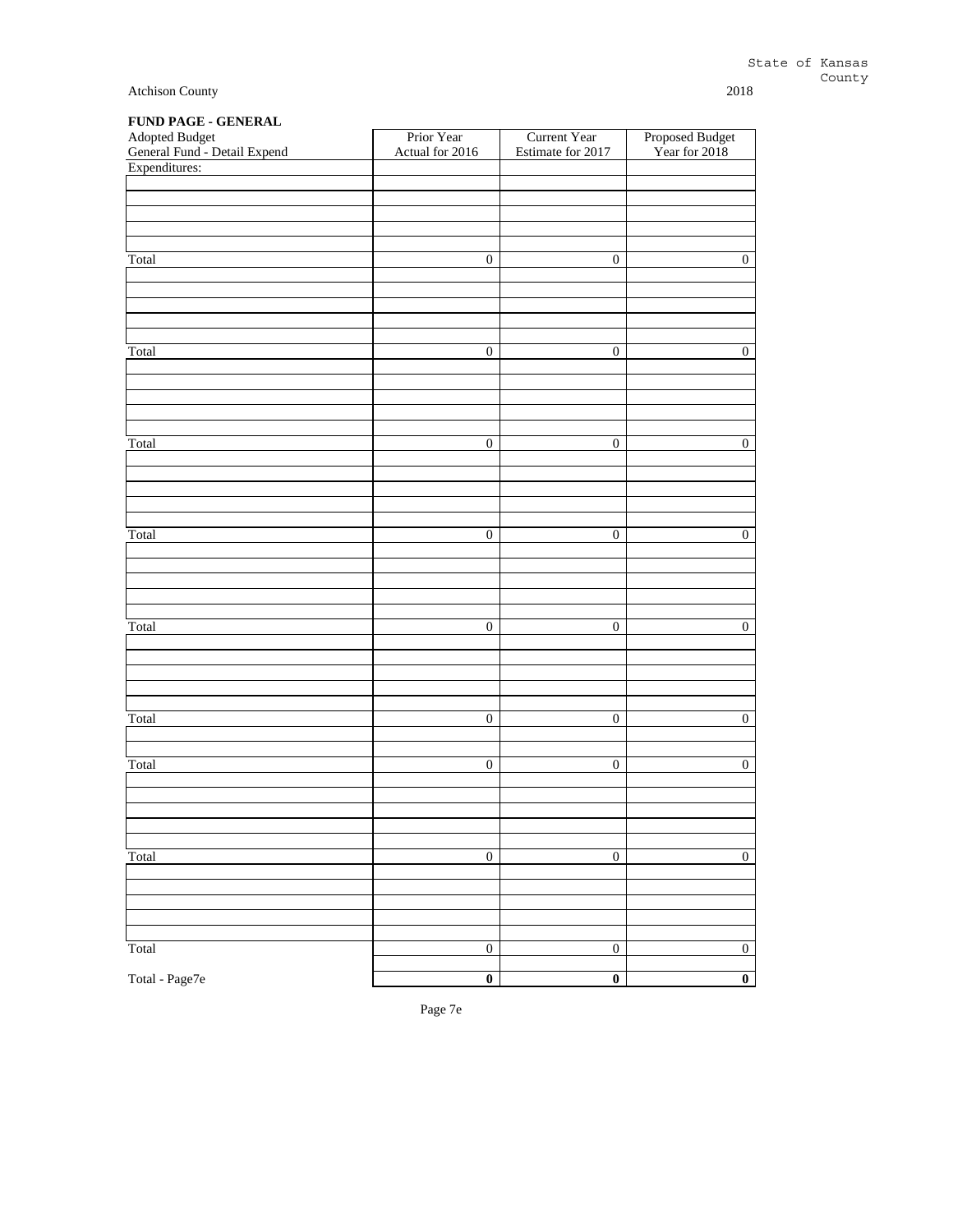State of Kansas
County

Atchison County 2018

**FUND PAGE - GENERAL**

| Adopted Budget<br>General Fund - Detail Expend | Prior Year<br>Actual for 2016 | Current Year<br>Estimate for 2017 | Proposed Budget<br>Year for 2018 |
|---|---|---|---|
| Expenditures: | | | |
| | | | |
| | | | |
| | | | |
| | | | |
| | | | |
| Total | 0 | 0 | 0 |
| | | | |
| | | | |
| | | | |
| | | | |
| | | | |
| Total | 0 | 0 | 0 |
| | | | |
| | | | |
| | | | |
| | | | |
| | | | |
| Total | 0 | 0 | 0 |
| | | | |
| | | | |
| | | | |
| | | | |
| | | | |
| Total | 0 | 0 | 0 |
| | | | |
| | | | |
| | | | |
| | | | |
| | | | |
| Total | 0 | 0 | 0 |
| | | | |
| | | | |
| | | | |
| | | | |
| | | | |
| Total | 0 | 0 | 0 |
| | | | |
| | | | |
| Total | 0 | 0 | 0 |
| | | | |
| | | | |
| | | | |
| | | | |
| | | | |
| Total | 0 | 0 | 0 |
| | | | |
| | | | |
| | | | |
| | | | |
| | | | |
| Total | 0 | 0 | 0 |
| | | | |
| Total - Page7e | **0** | **0** | **0** |

Page 7e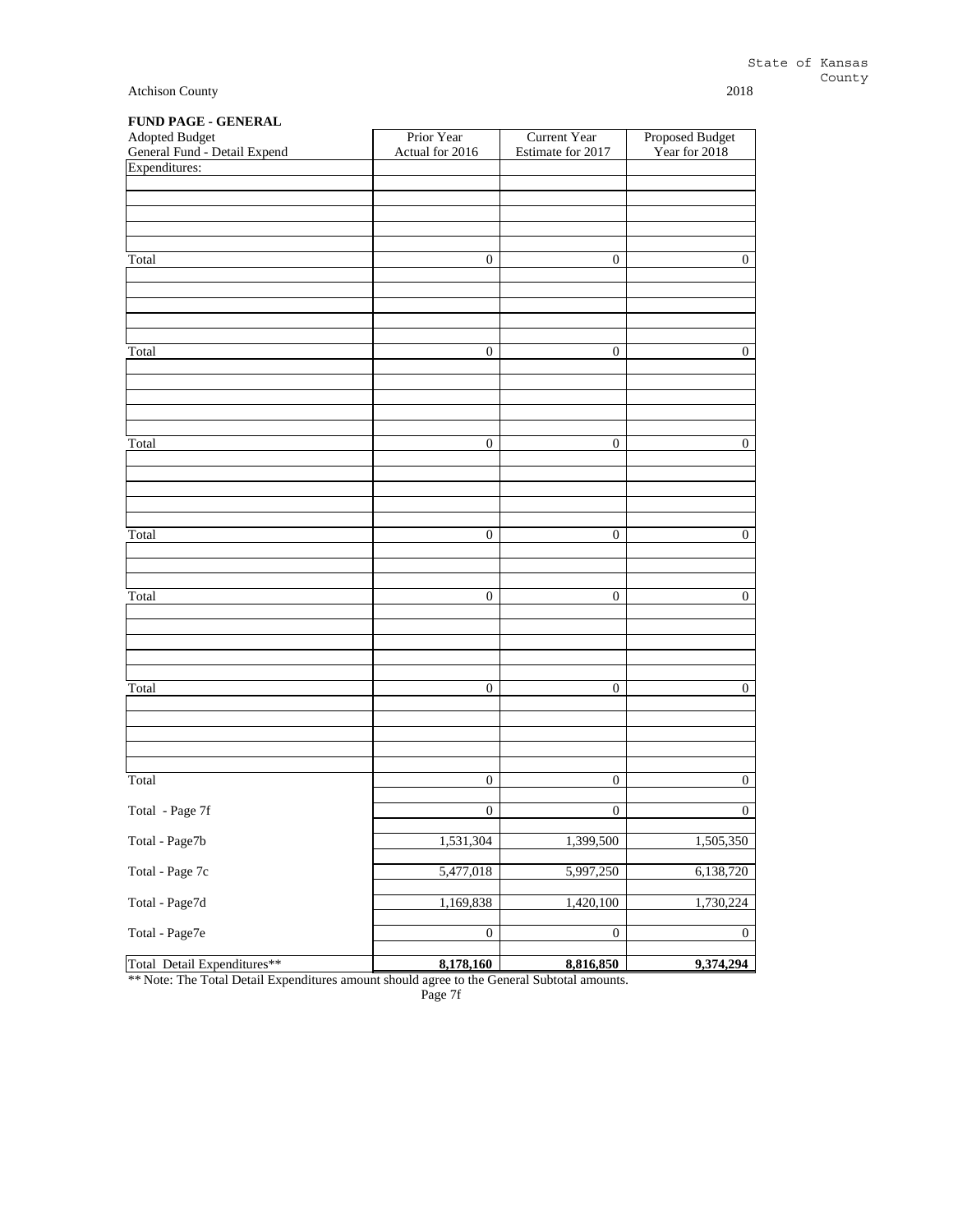State of Kansas
County

Atchison County 2018

**FUND PAGE - GENERAL**

| Adopted Budget<br>General Fund - Detail Expend | Prior Year<br>Actual for 2016 | Current Year<br>Estimate for 2017 | Proposed Budget<br>Year for 2018 |
|---|---|---|---|
| Expenditures: | | | |
| | | | |
| | | | |
| | | | |
| | | | |
| | | | |
| Total | 0 | 0 | 0 |
| | | | |
| | | | |
| | | | |
| | | | |
| | | | |
| Total | 0 | 0 | 0 |
| | | | |
| | | | |
| | | | |
| | | | |
| | | | |
| Total | 0 | 0 | 0 |
| | | | |
| | | | |
| | | | |
| | | | |
| | | | |
| Total | 0 | 0 | 0 |
| | | | |
| | | | |
| | | | |
| Total | 0 | 0 | 0 |
| | | | |
| | | | |
| | | | |
| | | | |
| | | | |
| Total | 0 | 0 | 0 |
| | | | |
| | | | |
| | | | |
| | | | |
| | | | |
| Total | 0 | 0 | 0 |
| Total - Page 7f | 0 | 0 | 0 |
| Total - Page7b | 1,531,304 | 1,399,500 | 1,505,350 |
| Total - Page 7c | 5,477,018 | 5,997,250 | 6,138,720 |
| Total - Page7d | 1,169,838 | 1,420,100 | 1,730,224 |
| Total - Page7e | 0 | 0 | 0 |
| Total Detail Expenditures** | **8,178,160** | **8,816,850** | **9,374,294** |

** Note: The Total Detail Expenditures amount should agree to the General Subtotal amounts.

Page 7f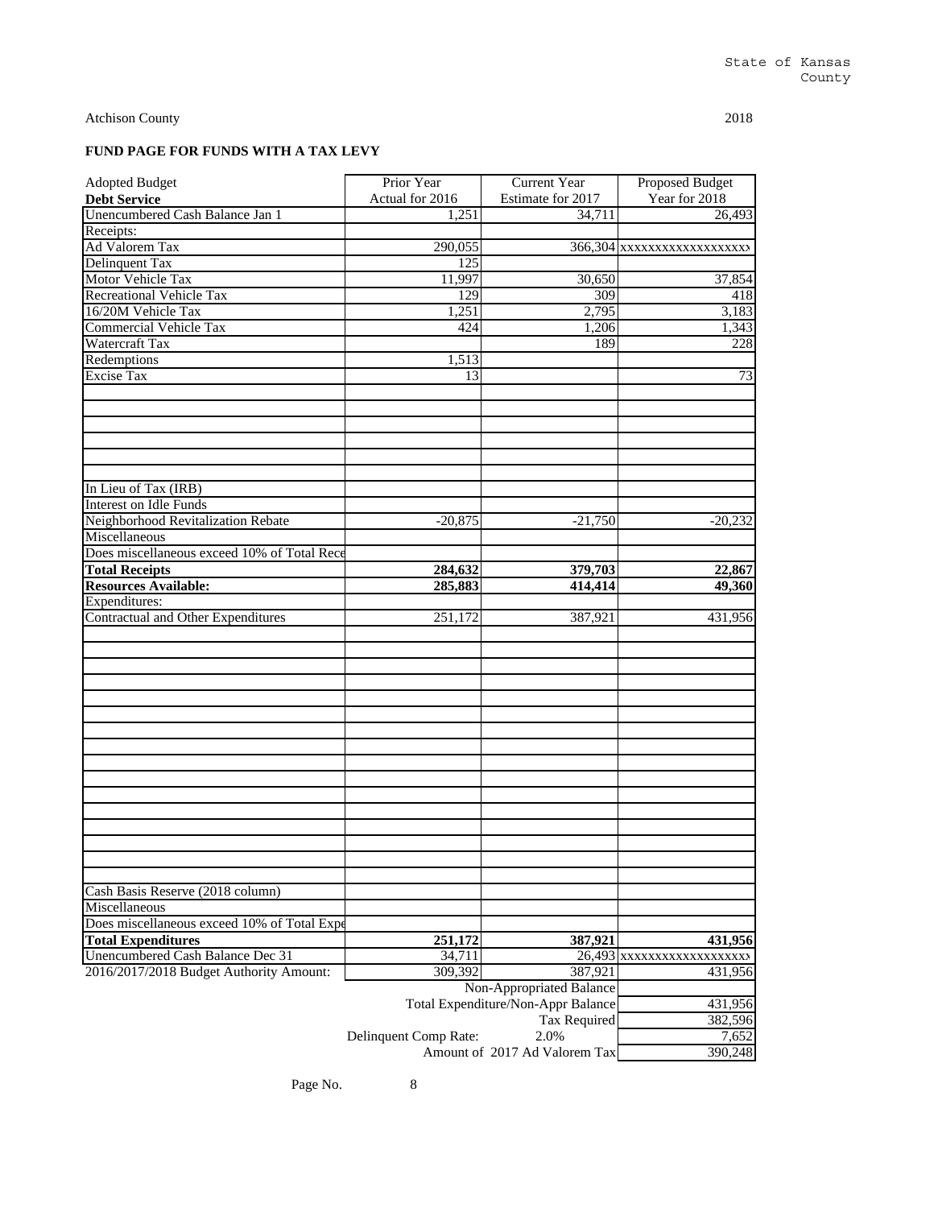State of Kansas
County

Atchison County 2018

**FUND PAGE FOR FUNDS WITH A TAX LEVY**

| Adopted Budget<br>**Debt Service** | Prior Year<br>Actual for 2016 | Current Year<br>Estimate for 2017 | Proposed Budget<br>Year for 2018 |
|---|---|---|---|
| Unencumbered Cash Balance Jan 1 | 1,251 | 34,711 | 26,493 |
| Receipts: | | | |
| Ad Valorem Tax | 290,055 | 366,304 | xxxxxxxxxxxxxxxxxx |
| Delinquent Tax | 125 | | |
| Motor Vehicle Tax | 11,997 | 30,650 | 37,854 |
| Recreational Vehicle Tax | 129 | 309 | 418 |
| 16/20M Vehicle Tax | 1,251 | 2,795 | 3,183 |
| Commercial Vehicle Tax | 424 | 1,206 | 1,343 |
| Watercraft Tax | | 189 | 228 |
| Redemptions | 1,513 | | |
| Excise Tax | 13 | | 73 |
| | | | |
| | | | |
| | | | |
| | | | |
| | | | |
| | | | |
| In Lieu of Tax (IRB) | | | |
| Interest on Idle Funds | | | |
| Neighborhood Revitalization Rebate | -20,875 | -21,750 | -20,232 |
| Miscellaneous | | | |
| Does miscellaneous exceed 10% of Total Rece | | | |
| **Total Receipts** | **284,632** | **379,703** | **22,867** |
| **Resources Available:** | **285,883** | **414,414** | **49,360** |
| Expenditures: | | | |
| Contractual and Other Expenditures | 251,172 | 387,921 | 431,956 |
| | | | |
| | | | |
| | | | |
| | | | |
| | | | |
| | | | |
| | | | |
| | | | |
| | | | |
| | | | |
| | | | |
| | | | |
| | | | |
| | | | |
| | | | |
| | | | |
| Cash Basis Reserve (2018 column) | | | |
| Miscellaneous | | | |
| Does miscellaneous exceed 10% of Total Expe | | | |
| **Total Expenditures** | **251,172** | **387,921** | **431,956** |
| Unencumbered Cash Balance Dec 31 | 34,711 | 26,493 | xxxxxxxxxxxxxxxxxx |
| 2016/2017/2018 Budget Authority Amount: | 309,392 | 387,921 | 431,956 |
| | | Non-Appropriated Balance | |
| | | Total Expenditure/Non-Appr Balance | 431,956 |
| | | Tax Required | 382,596 |
| | Delinquent Comp Rate: | 2.0% | 7,652 |
| | | Amount of 2017 Ad Valorem Tax | 390,248 |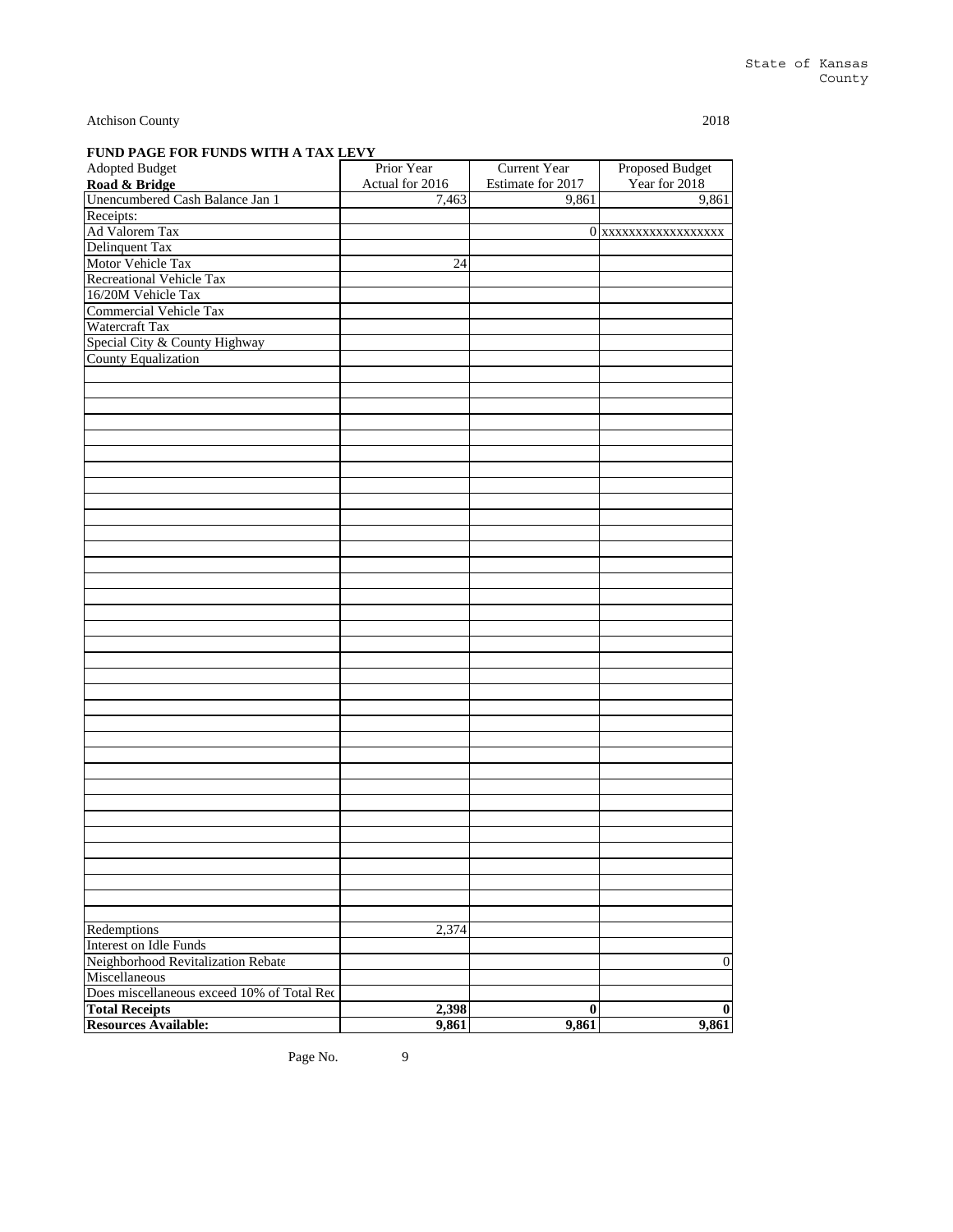State of Kansas
County

Atchison County 2018

**FUND PAGE FOR FUNDS WITH A TAX LEVY**

| Adopted Budget<br>**Road & Bridge** | Prior Year<br>Actual for 2016 | Current Year<br>Estimate for 2017 | Proposed Budget<br>Year for 2018 |
|---|---|---|---|
| Unencumbered Cash Balance Jan 1 | 7,463 | 9,861 | 9,861 |
| Receipts: | | | |
| Ad Valorem Tax | | 0 | xxxxxxxxxxxxxxxxxx |
| Delinquent Tax | | | |
| Motor Vehicle Tax | 24 | | |
| Recreational Vehicle Tax | | | |
| 16/20M Vehicle Tax | | | |
| Commercial Vehicle Tax | | | |
| Watercraft Tax | | | |
| Special City & County Highway | | | |
| County Equalization | | | |
| Redemptions | 2,374 | | |
| Interest on Idle Funds | | | |
| Neighborhood Revitalization Rebate | | | 0 |
| Miscellaneous | | | |
| Does miscellaneous exceed 10% of Total Rec | | | |
| **Total Receipts** | **2,398** | **0** | **0** |
| **Resources Available:** | **9,861** | **9,861** | **9,861** |

Page No. 9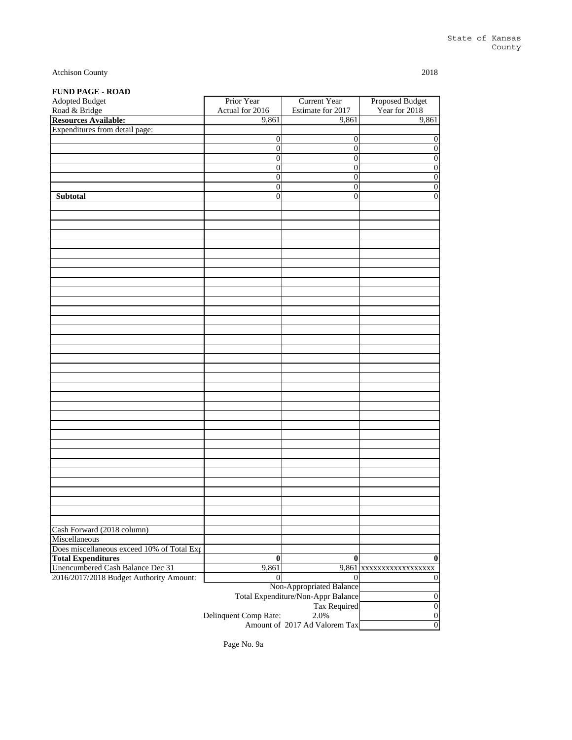State of Kansas
County

Atchison County

2018

**FUND PAGE - ROAD**

| Adopted Budget<br>Road & Bridge | Prior Year<br>Actual for 2016 | Current Year<br>Estimate for 2017 | Proposed Budget<br>Year for 2018 |
|---|---|---|---|
| **Resources Available:** | 9,861 | 9,861 | 9,861 |
| Expenditures from detail page: | | | |
| | 0 | 0 | 0 |
| | 0 | 0 | 0 |
| | 0 | 0 | 0 |
| | 0 | 0 | 0 |
| | 0 | 0 | 0 |
| | 0 | 0 | 0 |
| **Subtotal** | 0 | 0 | 0 |
| Cash Forward (2018 column) | | | |
| Miscellaneous | | | |
| Does miscellaneous exceed 10% of Total Exp | | | |
| **Total Expenditures** | **0** | **0** | **0** |
| Unencumbered Cash Balance Dec 31 | 9,861 | 9,861 | xxxxxxxxxxxxxxxxx |
| 2016/2017/2018 Budget Authority Amount: | 0 | 0 | 0 |
| | | Non-Appropriated Balance | |
| | | Total Expenditure/Non-Appr Balance | 0 |
| | | Tax Required | 0 |
| | Delinquent Comp Rate: | 2.0% | 0 |
| | | Amount of 2017 Ad Valorem Tax | 0 |

Page No. 9a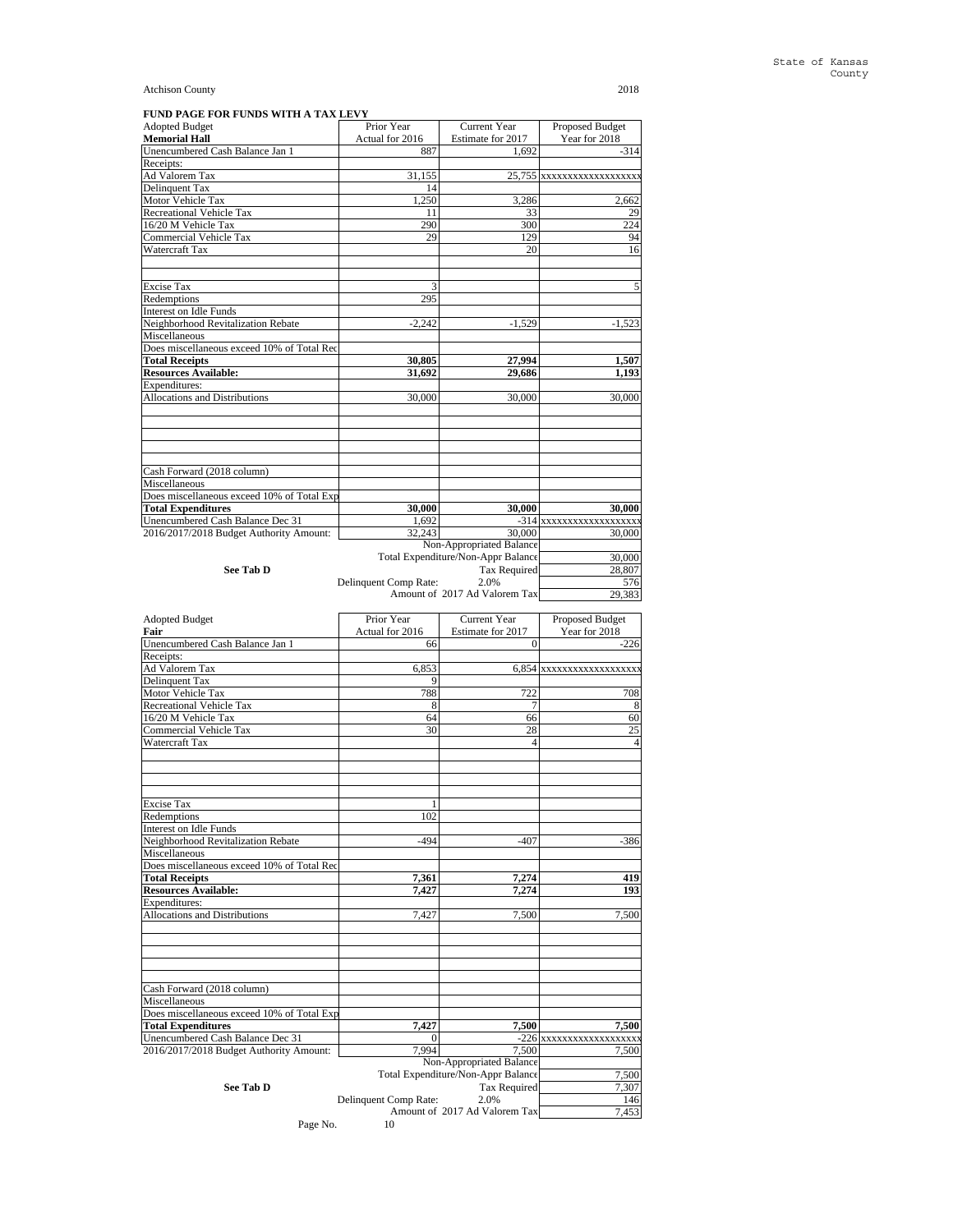Atchison County

2018

**FUND PAGE FOR FUNDS WITH A TAX LEVY**

| Adopted Budget<br>**Memorial Hall** | Prior Year<br>Actual for 2016 | Current Year<br>Estimate for 2017 | Proposed Budget<br>Year for 2018 |
|---|---|---|---|
| Unencumbered Cash Balance Jan 1 | 887 | 1,692 | -314 |
| Receipts: | | | |
| Ad Valorem Tax | 31,155 | 25,755 | xxxxxxxxxxxxxxxxxx |
| Delinquent Tax | 14 | | |
| Motor Vehicle Tax | 1,250 | 3,286 | 2,662 |
| Recreational Vehicle Tax | 11 | 33 | 29 |
| 16/20 M Vehicle Tax | 290 | 300 | 224 |
| Commercial Vehicle Tax | 29 | 129 | 94 |
| Watercraft Tax | | 20 | 16 |
| | | | |
| | | | |
| Excise Tax | 3 | | 5 |
| Redemptions | 295 | | |
| Interest on Idle Funds | | | |
| Neighborhood Revitalization Rebate | -2,242 | -1,529 | -1,523 |
| Miscellaneous | | | |
| Does miscellaneous exceed 10% of Total Rec | | | |
| **Total Receipts** | **30,805** | **27,994** | **1,507** |
| **Resources Available:** | **31,692** | **29,686** | **1,193** |
| Expenditures: | | | |
| Allocations and Distributions | 30,000 | 30,000 | 30,000 |
| | | | |
| | | | |
| | | | |
| | | | |
| | | | |
| Cash Forward (2018 column) | | | |
| Miscellaneous | | | |
| Does miscellaneous exceed 10% of Total Exp | | | |
| **Total Expenditures** | **30,000** | **30,000** | **30,000** |
| Unencumbered Cash Balance Dec 31 | 1,692 | -314 | xxxxxxxxxxxxxxxxxx |
| 2016/2017/2018 Budget Authority Amount: | 32,243 | 30,000 | 30,000 |
| | | Non-Appropriated Balance | |
| | | Total Expenditure/Non-Appr Balance | 30,000 |
| **See Tab D** | | Tax Required | 28,807 |
| | Delinquent Comp Rate: | 2.0% | 576 |
| | | Amount of 2017 Ad Valorem Tax | 29,383 |

| Adopted Budget<br>**Fair** | Prior Year<br>Actual for 2016 | Current Year<br>Estimate for 2017 | Proposed Budget<br>Year for 2018 |
|---|---|---|---|
| Unencumbered Cash Balance Jan 1 | 66 | 0 | -226 |
| Receipts: | | | |
| Ad Valorem Tax | 6,853 | 6,854 | xxxxxxxxxxxxxxxxxx |
| Delinquent Tax | 9 | | |
| Motor Vehicle Tax | 788 | 722 | 708 |
| Recreational Vehicle Tax | 8 | 7 | 8 |
| 16/20 M Vehicle Tax | 64 | 66 | 60 |
| Commercial Vehicle Tax | 30 | 28 | 25 |
| Watercraft Tax | | 4 | 4 |
| | | | |
| | | | |
| | | | |
| Excise Tax | 1 | | |
| Redemptions | 102 | | |
| Interest on Idle Funds | | | |
| Neighborhood Revitalization Rebate | -494 | -407 | -386 |
| Miscellaneous | | | |
| Does miscellaneous exceed 10% of Total Rec | | | |
| **Total Receipts** | **7,361** | **7,274** | **419** |
| **Resources Available:** | **7,427** | **7,274** | **193** |
| Expenditures: | | | |
| Allocations and Distributions | 7,427 | 7,500 | 7,500 |
| | | | |
| | | | |
| | | | |
| | | | |
| | | | |
| Cash Forward (2018 column) | | | |
| Miscellaneous | | | |
| Does miscellaneous exceed 10% of Total Exp | | | |
| **Total Expenditures** | **7,427** | **7,500** | **7,500** |
| Unencumbered Cash Balance Dec 31 | 0 | -226 | xxxxxxxxxxxxxxxxxx |
| 2016/2017/2018 Budget Authority Amount: | 7,994 | 7,500 | 7,500 |
| | | Non-Appropriated Balance | |
| | | Total Expenditure/Non-Appr Balance | 7,500 |
| **See Tab D** | | Tax Required | 7,307 |
| | Delinquent Comp Rate: | 2.0% | 146 |
| | | Amount of 2017 Ad Valorem Tax | 7,453 |

Page No. 10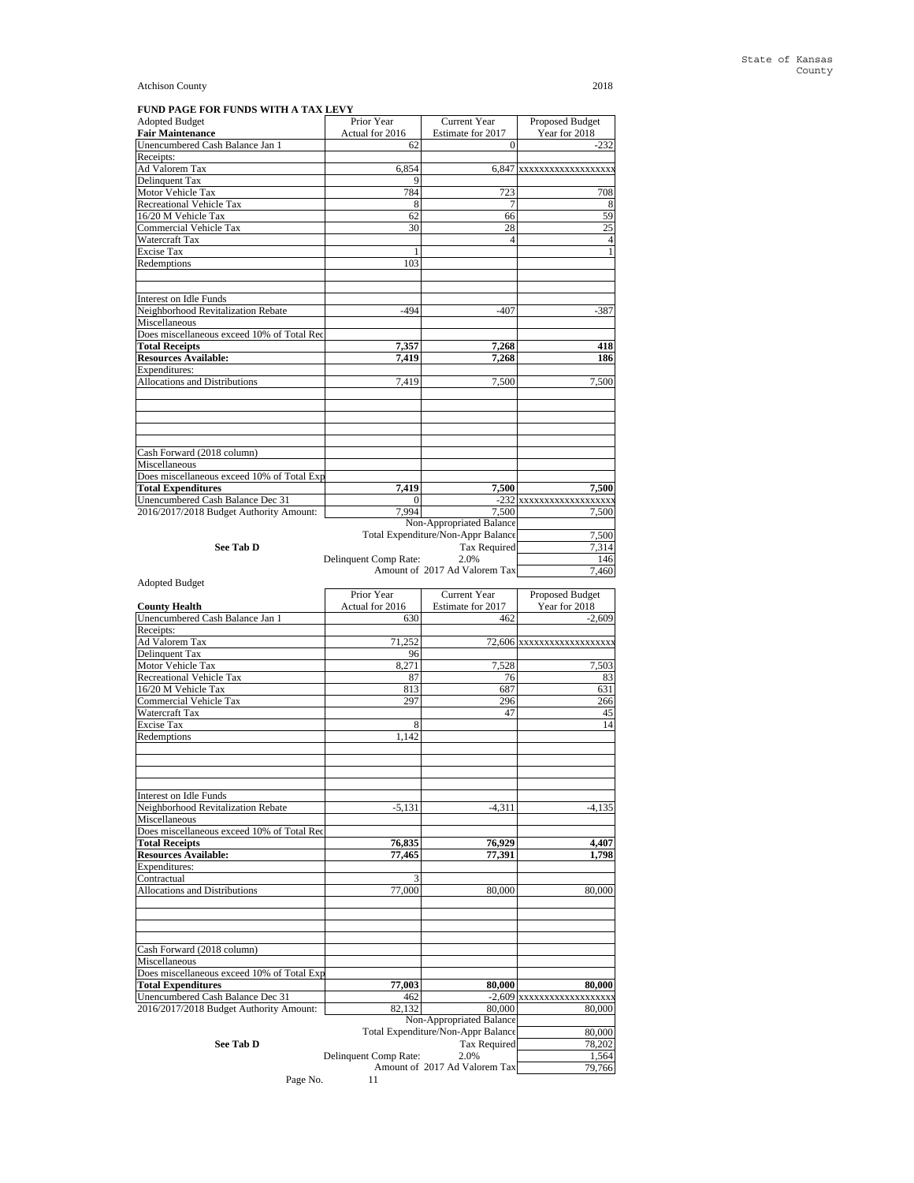State of Kansas
County

Atchison County 2018

**FUND PAGE FOR FUNDS WITH A TAX LEVY**

| Adopted Budget<br>**Fair Maintenance** | Prior Year<br>Actual for 2016 | Current Year<br>Estimate for 2017 | Proposed Budget<br>Year for 2018 |
|---|---|---|---|
| Unencumbered Cash Balance Jan 1 | 62 | 0 | -232 |
| Receipts: | | | |
| Ad Valorem Tax | 6,854 | 6,847 | xxxxxxxxxxxxxxxxxx |
| Delinquent Tax | 9 | | |
| Motor Vehicle Tax | 784 | 723 | 708 |
| Recreational Vehicle Tax | 8 | 7 | 8 |
| 16/20 M Vehicle Tax | 62 | 66 | 59 |
| Commercial Vehicle Tax | 30 | 28 | 25 |
| Watercraft Tax | | 4 | 4 |
| Excise Tax | 1 | | 1 |
| Redemptions | 103 | | |
| | | | |
| | | | |
| Interest on Idle Funds | | | |
| Neighborhood Revitalization Rebate | -494 | -407 | -387 |
| Miscellaneous | | | |
| Does miscellaneous exceed 10% of Total Rec | | | |
| **Total Receipts** | **7,357** | **7,268** | **418** |
| **Resources Available:** | **7,419** | **7,268** | **186** |
| Expenditures: | | | |
| Allocations and Distributions | 7,419 | 7,500 | 7,500 |
| | | | |
| | | | |
| | | | |
| | | | |
| | | | |
| Cash Forward (2018 column) | | | |
| Miscellaneous | | | |
| Does miscellaneous exceed 10% of Total Exp | | | |
| **Total Expenditures** | **7,419** | **7,500** | **7,500** |
| Unencumbered Cash Balance Dec 31 | 0 | -232 | xxxxxxxxxxxxxxxxxx |
| 2016/2017/2018 Budget Authority Amount: | 7,994 | 7,500 | 7,500 |
| | | Non-Appropriated Balance | |
| | | Total Expenditure/Non-Appr Balance | 7,500 |
| **See Tab D** | | Tax Required | 7,314 |
| | Delinquent Comp Rate: | 2.0% | 146 |
| | | Amount of 2017 Ad Valorem Tax | 7,460 |

| Adopted Budget<br>**County Health** | Prior Year<br>Actual for 2016 | Current Year<br>Estimate for 2017 | Proposed Budget<br>Year for 2018 |
|---|---|---|---|
| Unencumbered Cash Balance Jan 1 | 630 | 462 | -2,609 |
| Receipts: | | | |
| Ad Valorem Tax | 71,252 | 72,606 | xxxxxxxxxxxxxxxxxx |
| Delinquent Tax | 96 | | |
| Motor Vehicle Tax | 8,271 | 7,528 | 7,503 |
| Recreational Vehicle Tax | 87 | 76 | 83 |
| 16/20 M Vehicle Tax | 813 | 687 | 631 |
| Commercial Vehicle Tax | 297 | 296 | 266 |
| Watercraft Tax | | 47 | 45 |
| Excise Tax | 8 | | 14 |
| Redemptions | 1,142 | | |
| | | | |
| | | | |
| | | | |
| Interest on Idle Funds | | | |
| Neighborhood Revitalization Rebate | -5,131 | -4,311 | -4,135 |
| Miscellaneous | | | |
| Does miscellaneous exceed 10% of Total Rec | | | |
| **Total Receipts** | **76,835** | **76,929** | **4,407** |
| **Resources Available:** | **77,465** | **77,391** | **1,798** |
| Expenditures: | | | |
| Contractual | 3 | | |
| Allocations and Distributions | 77,000 | 80,000 | 80,000 |
| | | | |
| | | | |
| | | | |
| | | | |
| Cash Forward (2018 column) | | | |
| Miscellaneous | | | |
| Does miscellaneous exceed 10% of Total Exp | | | |
| **Total Expenditures** | **77,003** | **80,000** | **80,000** |
| Unencumbered Cash Balance Dec 31 | 462 | -2,609 | xxxxxxxxxxxxxxxxxx |
| 2016/2017/2018 Budget Authority Amount: | 82,132 | 80,000 | 80,000 |
| | | Non-Appropriated Balance | |
| | | Total Expenditure/Non-Appr Balance | 80,000 |
| **See Tab D** | | Tax Required | 78,202 |
| | Delinquent Comp Rate: | 2.0% | 1,564 |
| | | Amount of 2017 Ad Valorem Tax | 79,766 |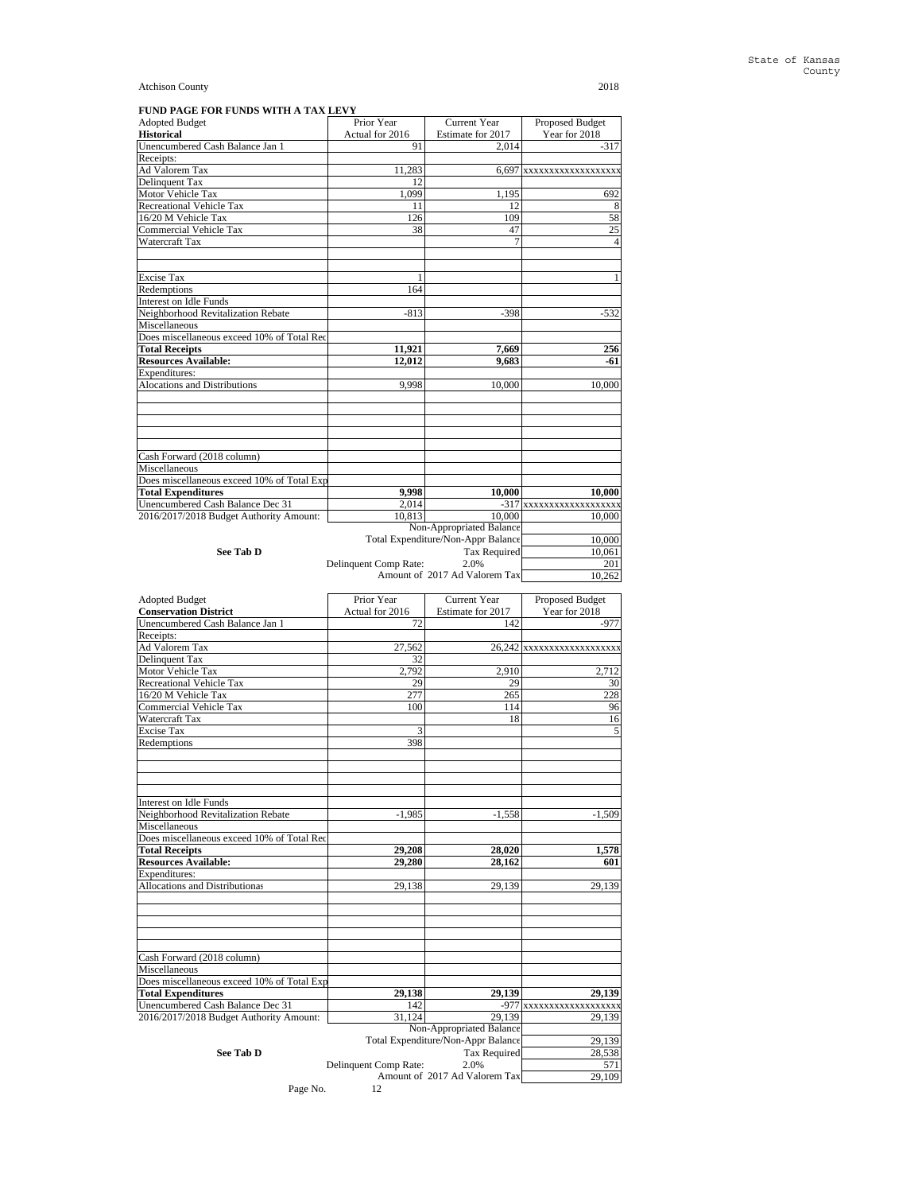Atchison County 2018

**FUND PAGE FOR FUNDS WITH A TAX LEVY**

| Adopted Budget | Prior Year Actual for 2016 | Current Year Estimate for 2017 | Proposed Budget Year for 2018 |
|---|---|---|---|
| **Historical** | | | |
| Unencumbered Cash Balance Jan 1 | 91 | 2,014 | -317 |
| Receipts: | | | |
| Ad Valorem Tax | 11,283 | 6,697 | xxxxxxxxxxxxxxxxxx |
| Delinquent Tax | 12 | | |
| Motor Vehicle Tax | 1,099 | 1,195 | 692 |
| Recreational Vehicle Tax | 11 | 12 | 8 |
| 16/20 M Vehicle Tax | 126 | 109 | 58 |
| Commercial Vehicle Tax | 38 | 47 | 25 |
| Watercraft Tax | | 7 | 4 |
| | | | |
| | | | |
| Excise Tax | 1 | | 1 |
| Redemptions | 164 | | |
| Interest on Idle Funds | | | |
| Neighborhood Revitalization Rebate | -813 | -398 | -532 |
| Miscellaneous | | | |
| Does miscellaneous exceed 10% of Total Rec | | | |
| **Total Receipts** | **11,921** | **7,669** | **256** |
| **Resources Available:** | **12,012** | **9,683** | **-61** |
| Expenditures: | | | |
| Alocations and Distributions | 9,998 | 10,000 | 10,000 |
| | | | |
| | | | |
| | | | |
| | | | |
| | | | |
| Cash Forward (2018 column) | | | |
| Miscellaneous | | | |
| Does miscellaneous exceed 10% of Total Exp | | | |
| **Total Expenditures** | **9,998** | **10,000** | **10,000** |
| Unencumbered Cash Balance Dec 31 | 2,014 | -317 | xxxxxxxxxxxxxxxxxx |
| 2016/2017/2018 Budget Authority Amount: | 10,813 | 10,000 | 10,000 |
| | | Non-Appropriated Balance | |
| | | Total Expenditure/Non-Appr Balance | 10,000 |
| **See Tab D** | | Tax Required | 10,061 |
| | Delinquent Comp Rate: | 2.0% | 201 |
| | | Amount of 2017 Ad Valorem Tax | 10,262 |

| Adopted Budget | Prior Year Actual for 2016 | Current Year Estimate for 2017 | Proposed Budget Year for 2018 |
|---|---|---|---|
| **Conservation District** | | | |
| Unencumbered Cash Balance Jan 1 | 72 | 142 | -977 |
| Receipts: | | | |
| Ad Valorem Tax | 27,562 | 26,242 | xxxxxxxxxxxxxxxxxx |
| Delinquent Tax | 32 | | |
| Motor Vehicle Tax | 2,792 | 2,910 | 2,712 |
| Recreational Vehicle Tax | 29 | 29 | 30 |
| 16/20 M Vehicle Tax | 277 | 265 | 228 |
| Commercial Vehicle Tax | 100 | 114 | 96 |
| Watercraft Tax | | 18 | 16 |
| Excise Tax | 3 | | 5 |
| Redemptions | 398 | | |
| | | | |
| | | | |
| | | | |
| | | | |
| Interest on Idle Funds | | | |
| Neighborhood Revitalization Rebate | -1,985 | -1,558 | -1,509 |
| Miscellaneous | | | |
| Does miscellaneous exceed 10% of Total Rec | | | |
| **Total Receipts** | **29,208** | **28,020** | **1,578** |
| **Resources Available:** | **29,280** | **28,162** | **601** |
| Expenditures: | | | |
| Allocations and Distributionas | 29,138 | 29,139 | 29,139 |
| | | | |
| | | | |
| | | | |
| | | | |
| | | | |
| Cash Forward (2018 column) | | | |
| Miscellaneous | | | |
| Does miscellaneous exceed 10% of Total Exp | | | |
| **Total Expenditures** | **29,138** | **29,139** | **29,139** |
| Unencumbered Cash Balance Dec 31 | 142 | -977 | xxxxxxxxxxxxxxxxxx |
| 2016/2017/2018 Budget Authority Amount: | 31,124 | 29,139 | 29,139 |
| | | Non-Appropriated Balance | |
| | | Total Expenditure/Non-Appr Balance | 29,139 |
| **See Tab D** | | Tax Required | 28,538 |
| | Delinquent Comp Rate: | 2.0% | 571 |
| | | Amount of 2017 Ad Valorem Tax | 29,109 |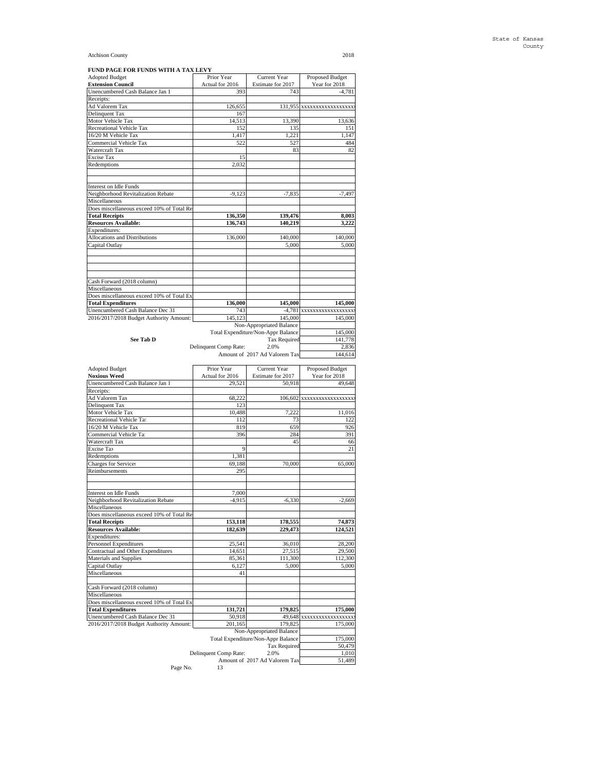Atchison County 2018

**FUND PAGE FOR FUNDS WITH A TAX LEVY**

| Adopted Budget<br>**Extension Council** | Prior Year<br>Actual for 2016 | Current Year<br>Estimate for 2017 | Proposed Budget<br>Year for 2018 |
|---|---|---|---|
| Unencumbered Cash Balance Jan 1 | 393 | 743 | -4,781 |
| Receipts: | | | |
| Ad Valorem Tax | 126,655 | 131,955 | xxxxxxxxxxxxxxxxx |
| Delinquent Tax | 167 | | |
| Motor Vehicle Tax | 14,513 | 13,390 | 13,636 |
| Recreational Vehicle Tax | 152 | 135 | 151 |
| 16/20 M Vehicle Tax | 1,417 | 1,221 | 1,147 |
| Commercial Vehicle Tax | 522 | 527 | 484 |
| Watercraft Tax | | 83 | 82 |
| Excise Tax | 15 | | |
| Redemptions | 2,032 | | |
| | | | |
| | | | |
| Interest on Idle Funds | | | |
| Neighborhood Revitalization Rebate | -9,123 | -7,835 | -7,497 |
| Miscellaneous | | | |
| Does miscellaneous exceed 10% of Total Re | | | |
| **Total Receipts** | **136,350** | **139,476** | **8,003** |
| **Resources Available:** | **136,743** | **140,219** | **3,222** |
| Expenditures: | | | |
| Allocations and Distributions | 136,000 | 140,000 | 140,000 |
| Capital Outlay | | 5,000 | 5,000 |
| | | | |
| | | | |
| | | | |
| | | | |
| Cash Forward (2018 column) | | | |
| Miscellaneous | | | |
| Does miscellaneous exceed 10% of Total Ex | | | |
| **Total Expenditures** | **136,000** | **145,000** | **145,000** |
| Unencumbered Cash Balance Dec 31 | 743 | -4,781 | xxxxxxxxxxxxxxxxx |
| 2016/2017/2018 Budget Authority Amount: | 145,123 | 145,000 | 145,000 |
| | | Non-Appropriated Balance | |
| | | Total Expenditure/Non-Appr Balance | 145,000 |
| **See Tab D** | | Tax Required | 141,778 |
| | Delinquent Comp Rate: | 2.0% | 2,836 |
| | | Amount of 2017 Ad Valorem Tax | 144,614 |

| Adopted Budget<br>**Noxious Weed** | Prior Year<br>Actual for 2016 | Current Year<br>Estimate for 2017 | Proposed Budget<br>Year for 2018 |
|---|---|---|---|
| Unencumbered Cash Balance Jan 1 | 29,521 | 50,918 | 49,648 |
| Receipts: | | | |
| Ad Valorem Tax | 68,222 | 106,602 | xxxxxxxxxxxxxxxxx |
| Delinquent Tax | 123 | | |
| Motor Vehicle Tax | 10,488 | 7,222 | 11,016 |
| Recreational Vehicle Tax | 112 | 73 | 122 |
| 16/20 M Vehicle Tax | 819 | 659 | 926 |
| Commercial Vehicle Tax | 396 | 284 | 391 |
| Watercraft Tax | | 45 | 66 |
| Excise Tax | 9 | | 21 |
| Redemptions | 1,381 | | |
| Charges for Services | 69,188 | 70,000 | 65,000 |
| Reimbursements | 295 | | |
| | | | |
| | | | |
| Interest on Idle Funds | 7,000 | | |
| Neighborhood Revitalization Rebate | -4,915 | -6,330 | -2,669 |
| Miscellaneous | | | |
| Does miscellaneous exceed 10% of Total Re | | | |
| **Total Receipts** | **153,118** | **178,555** | **74,873** |
| **Resources Available:** | **182,639** | **229,473** | **124,521** |
| Expenditures: | | | |
| Personnel Expenditures | 25,541 | 36,010 | 28,200 |
| Contractual and Other Expenditures | 14,651 | 27,515 | 29,500 |
| Materials and Supplies | 85,361 | 111,300 | 112,300 |
| Capital Outlay | 6,127 | 5,000 | 5,000 |
| Miscellaneous | 41 | | |
| | | | |
| Cash Forward (2018 column) | | | |
| Miscellaneous | | | |
| Does miscellaneous exceed 10% of Total Ex | | | |
| **Total Expenditures** | **131,721** | **179,825** | **175,000** |
| Unencumbered Cash Balance Dec 31 | 50,918 | 49,648 | xxxxxxxxxxxxxxxxx |
| 2016/2017/2018 Budget Authority Amount: | 201,165 | 179,825 | 175,000 |
| | | Non-Appropriated Balance | |
| | | Total Expenditure/Non-Appr Balance | 175,000 |
| | | Tax Required | 50,479 |
| | Delinquent Comp Rate: | 2.0% | 1,010 |
| | | Amount of 2017 Ad Valorem Tax | 51,489 |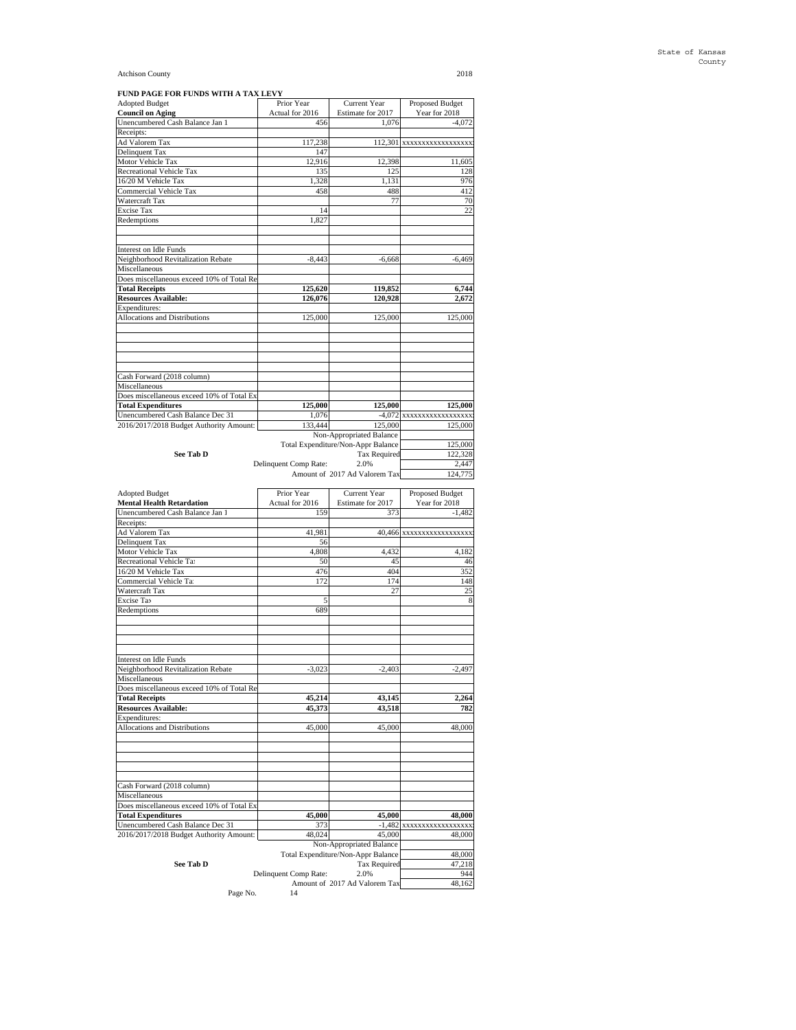State of Kansas
County

Atchison County 2018

**FUND PAGE FOR FUNDS WITH A TAX LEVY**

| Adopted Budget<br>**Council on Aging** | Prior Year<br>Actual for 2016 | Current Year<br>Estimate for 2017 | Proposed Budget<br>Year for 2018 |
|---|---|---|---|
| Unencumbered Cash Balance Jan 1 | 456 | 1,076 | -4,072 |
| Receipts: | | | |
| Ad Valorem Tax | 117,238 | 112,301 | xxxxxxxxxxxxxxxxx |
| Delinquent Tax | 147 | | |
| Motor Vehicle Tax | 12,916 | 12,398 | 11,605 |
| Recreational Vehicle Tax | 135 | 125 | 128 |
| 16/20 M Vehicle Tax | 1,328 | 1,131 | 976 |
| Commercial Vehicle Tax | 458 | 488 | 412 |
| Watercraft Tax | | 77 | 70 |
| Excise Tax | 14 | | 22 |
| Redemptions | 1,827 | | |
| | | | |
| | | | |
| Interest on Idle Funds | | | |
| Neighborhood Revitalization Rebate | -8,443 | -6,668 | -6,469 |
| Miscellaneous | | | |
| Does miscellaneous exceed 10% of Total Re | | | |
| **Total Receipts** | **125,620** | **119,852** | **6,744** |
| **Resources Available:** | **126,076** | **120,928** | **2,672** |
| Expenditures: | | | |
| Allocations and Distributions | 125,000 | 125,000 | 125,000 |
| | | | |
| | | | |
| | | | |
| | | | |
| | | | |
| Cash Forward (2018 column) | | | |
| Miscellaneous | | | |
| Does miscellaneous exceed 10% of Total Ex | | | |
| **Total Expenditures** | **125,000** | **125,000** | **125,000** |
| Unencumbered Cash Balance Dec 31 | 1,076 | -4,072 | xxxxxxxxxxxxxxxxx |
| 2016/2017/2018 Budget Authority Amount: | 133,444 | 125,000 | 125,000 |
| | | Non-Appropriated Balance | |
| | | Total Expenditure/Non-Appr Balance | 125,000 |
| **See Tab D** | | Tax Required | 122,328 |
| | Delinquent Comp Rate: | 2.0% | 2,447 |
| | | Amount of 2017 Ad Valorem Tax | 124,775 |

| Adopted Budget<br>**Mental Health Retardation** | Prior Year<br>Actual for 2016 | Current Year<br>Estimate for 2017 | Proposed Budget<br>Year for 2018 |
|---|---|---|---|
| Unencumbered Cash Balance Jan 1 | 159 | 373 | -1,482 |
| Receipts: | | | |
| Ad Valorem Tax | 41,981 | 40,466 | xxxxxxxxxxxxxxxxx |
| Delinquent Tax | 56 | | |
| Motor Vehicle Tax | 4,808 | 4,432 | 4,182 |
| Recreational Vehicle Ta: | 50 | 45 | 46 |
| 16/20 M Vehicle Tax | 476 | 404 | 352 |
| Commercial Vehicle Ta | 172 | 174 | 148 |
| Watercraft Tax | | 27 | 25 |
| Excise Ta› | 5 | | 8 |
| Redemptions | 689 | | |
| | | | |
| | | | |
| | | | |
| Interest on Idle Funds | | | |
| Neighborhood Revitalization Rebate | -3,023 | -2,403 | -2,497 |
| Miscellaneous | | | |
| Does miscellaneous exceed 10% of Total Re | | | |
| **Total Receipts** | **45,214** | **43,145** | **2,264** |
| **Resources Available:** | **45,373** | **43,518** | **782** |
| Expenditures: | | | |
| Allocations and Distributions | 45,000 | 45,000 | 48,000 |
| | | | |
| | | | |
| | | | |
| | | | |
| | | | |
| Cash Forward (2018 column) | | | |
| Miscellaneous | | | |
| Does miscellaneous exceed 10% of Total Ex | | | |
| **Total Expenditures** | **45,000** | **45,000** | **48,000** |
| Unencumbered Cash Balance Dec 31 | 373 | -1,482 | xxxxxxxxxxxxxxxxx |
| 2016/2017/2018 Budget Authority Amount: | 48,024 | 45,000 | 48,000 |
| | | Non-Appropriated Balance | |
| | | Total Expenditure/Non-Appr Balance | 48,000 |
| **See Tab D** | | Tax Required | 47,218 |
| | Delinquent Comp Rate: | 2.0% | 944 |
| | | Amount of 2017 Ad Valorem Tax | 48,162 |

Page No. 14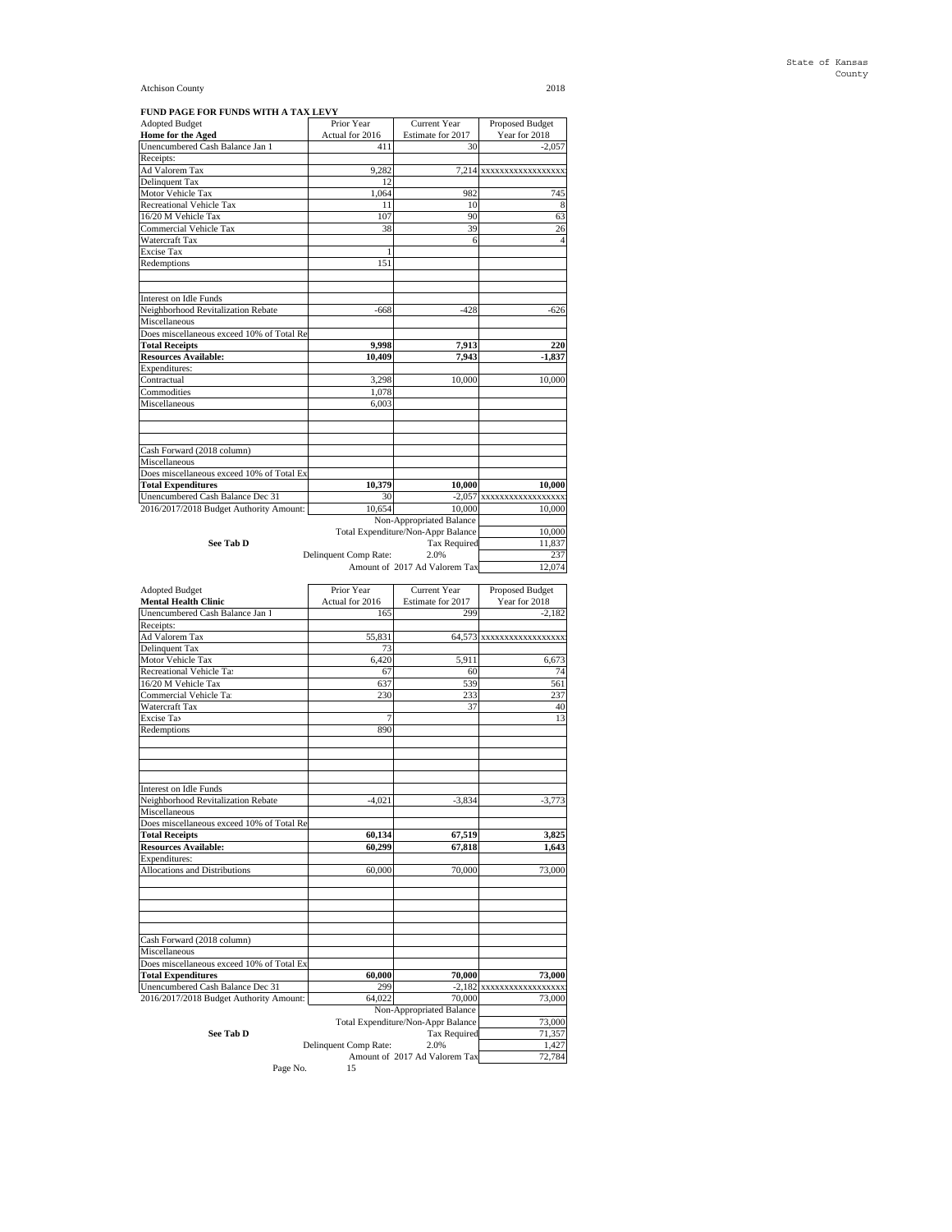State of Kansas
County

Atchison County 2018

**FUND PAGE FOR FUNDS WITH A TAX LEVY**

| Adopted Budget | Prior Year | Current Year | Proposed Budget |
|---|---|---|---|
| **Home for the Aged** | Actual for 2016 | Estimate for 2017 | Year for 2018 |
| Unencumbered Cash Balance Jan 1 | 411 | 30 | -2,057 |
| Receipts: | | | |
| Ad Valorem Tax | 9,282 | 7,214 | xxxxxxxxxxxxxxxxx |
| Delinquent Tax | 12 | | |
| Motor Vehicle Tax | 1,064 | 982 | 745 |
| Recreational Vehicle Tax | 11 | 10 | 8 |
| 16/20 M Vehicle Tax | 107 | 90 | 63 |
| Commercial Vehicle Tax | 38 | 39 | 26 |
| Watercraft Tax | | 6 | 4 |
| Excise Tax | 1 | | |
| Redemptions | 151 | | |
| | | | |
| | | | |
| Interest on Idle Funds | | | |
| Neighborhood Revitalization Rebate | -668 | -428 | -626 |
| Miscellaneous | | | |
| Does miscellaneous exceed 10% of Total Re | | | |
| **Total Receipts** | **9,998** | **7,913** | **220** |
| **Resources Available:** | **10,409** | **7,943** | **-1,837** |
| Expenditures: | | | |
| Contractual | 3,298 | 10,000 | 10,000 |
| Commodities | 1,078 | | |
| Miscellaneous | 6,003 | | |
| | | | |
| | | | |
| | | | |
| Cash Forward (2018 column) | | | |
| Miscellaneous | | | |
| Does miscellaneous exceed 10% of Total Ex | | | |
| **Total Expenditures** | **10,379** | **10,000** | **10,000** |
| Unencumbered Cash Balance Dec 31 | 30 | -2,057 | xxxxxxxxxxxxxxxxx |
| 2016/2017/2018 Budget Authority Amount: | 10,654 | 10,000 | 10,000 |
| | | Non-Appropriated Balance | |
| | | Total Expenditure/Non-Appr Balance | 10,000 |
| **See Tab D** | | Tax Required | 11,837 |
| | Delinquent Comp Rate: | 2.0% | 237 |
| | | Amount of 2017 Ad Valorem Tax | 12,074 |

| Adopted Budget | Prior Year | Current Year | Proposed Budget |
|---|---|---|---|
| **Mental Health Clinic** | Actual for 2016 | Estimate for 2017 | Year for 2018 |
| Unencumbered Cash Balance Jan 1 | 165 | 299 | -2,182 |
| Receipts: | | | |
| Ad Valorem Tax | 55,831 | 64,573 | xxxxxxxxxxxxxxxxx |
| Delinquent Tax | 73 | | |
| Motor Vehicle Tax | 6,420 | 5,911 | 6,673 |
| Recreational Vehicle Tax | 67 | 60 | 74 |
| 16/20 M Vehicle Tax | 637 | 539 | 561 |
| Commercial Vehicle Tax | 230 | 233 | 237 |
| Watercraft Tax | | 37 | 40 |
| Excise Tax | 7 | | 13 |
| Redemptions | 890 | | |
| | | | |
| | | | |
| | | | |
| Interest on Idle Funds | | | |
| Neighborhood Revitalization Rebate | -4,021 | -3,834 | -3,773 |
| Miscellaneous | | | |
| Does miscellaneous exceed 10% of Total Re | | | |
| **Total Receipts** | **60,134** | **67,519** | **3,825** |
| **Resources Available:** | **60,299** | **67,818** | **1,643** |
| Expenditures: | | | |
| Allocations and Distributions | 60,000 | 70,000 | 73,000 |
| | | | |
| | | | |
| | | | |
| | | | |
| | | | |
| Cash Forward (2018 column) | | | |
| Miscellaneous | | | |
| Does miscellaneous exceed 10% of Total Ex | | | |
| **Total Expenditures** | **60,000** | **70,000** | **73,000** |
| Unencumbered Cash Balance Dec 31 | 299 | -2,182 | xxxxxxxxxxxxxxxxx |
| 2016/2017/2018 Budget Authority Amount: | 64,022 | 70,000 | 73,000 |
| | | Non-Appropriated Balance | |
| | | Total Expenditure/Non-Appr Balance | 73,000 |
| **See Tab D** | | Tax Required | 71,357 |
| | Delinquent Comp Rate: | 2.0% | 1,427 |
| | | Amount of 2017 Ad Valorem Tax | 72,784 |

Page No. 15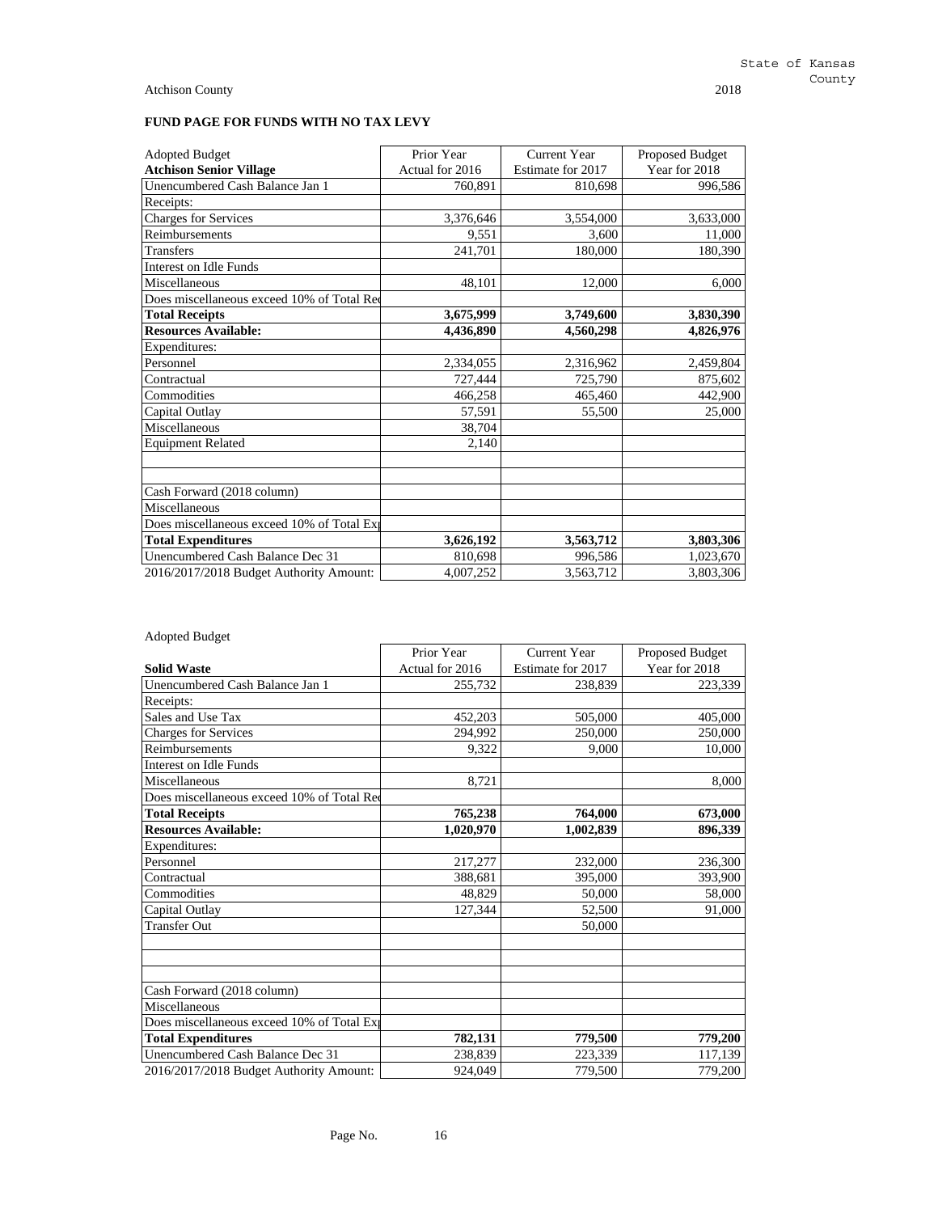Atchison County 2018

## FUND PAGE FOR FUNDS WITH NO TAX LEVY

| Adopted Budget<br>**Atchison Senior Village** | Prior Year<br>Actual for 2016 | Current Year<br>Estimate for 2017 | Proposed Budget<br>Year for 2018 |
|---|---|---|---|
| Unencumbered Cash Balance Jan 1 | 760,891 | 810,698 | 996,586 |
| Receipts: | | | |
| Charges for Services | 3,376,646 | 3,554,000 | 3,633,000 |
| Reimbursements | 9,551 | 3,600 | 11,000 |
| Transfers | 241,701 | 180,000 | 180,390 |
| Interest on Idle Funds | | | |
| Miscellaneous | 48,101 | 12,000 | 6,000 |
| Does miscellaneous exceed 10% of Total Rec | | | |
| **Total Receipts** | **3,675,999** | **3,749,600** | **3,830,390** |
| **Resources Available:** | **4,436,890** | **4,560,298** | **4,826,976** |
| Expenditures: | | | |
| Personnel | 2,334,055 | 2,316,962 | 2,459,804 |
| Contractual | 727,444 | 725,790 | 875,602 |
| Commodities | 466,258 | 465,460 | 442,900 |
| Capital Outlay | 57,591 | 55,500 | 25,000 |
| Miscellaneous | 38,704 | | |
| Equipment Related | 2,140 | | |
| | | | |
| | | | |
| Cash Forward (2018 column) | | | |
| Miscellaneous | | | |
| Does miscellaneous exceed 10% of Total Exp | | | |
| **Total Expenditures** | **3,626,192** | **3,563,712** | **3,803,306** |
| Unencumbered Cash Balance Dec 31 | 810,698 | 996,586 | 1,023,670 |
| 2016/2017/2018 Budget Authority Amount: | 4,007,252 | 3,563,712 | 3,803,306 |

Adopted Budget

| **Solid Waste** | Prior Year<br>Actual for 2016 | Current Year<br>Estimate for 2017 | Proposed Budget<br>Year for 2018 |
|---|---|---|---|
| Unencumbered Cash Balance Jan 1 | 255,732 | 238,839 | 223,339 |
| Receipts: | | | |
| Sales and Use Tax | 452,203 | 505,000 | 405,000 |
| Charges for Services | 294,992 | 250,000 | 250,000 |
| Reimbursements | 9,322 | 9,000 | 10,000 |
| Interest on Idle Funds | | | |
| Miscellaneous | 8,721 | | 8,000 |
| Does miscellaneous exceed 10% of Total Rec | | | |
| **Total Receipts** | **765,238** | **764,000** | **673,000** |
| **Resources Available:** | **1,020,970** | **1,002,839** | **896,339** |
| Expenditures: | | | |
| Personnel | 217,277 | 232,000 | 236,300 |
| Contractual | 388,681 | 395,000 | 393,900 |
| Commodities | 48,829 | 50,000 | 58,000 |
| Capital Outlay | 127,344 | 52,500 | 91,000 |
| Transfer Out | | 50,000 | |
| | | | |
| | | | |
| | | | |
| Cash Forward (2018 column) | | | |
| Miscellaneous | | | |
| Does miscellaneous exceed 10% of Total Exp | | | |
| **Total Expenditures** | **782,131** | **779,500** | **779,200** |
| Unencumbered Cash Balance Dec 31 | 238,839 | 223,339 | 117,139 |
| 2016/2017/2018 Budget Authority Amount: | 924,049 | 779,500 | 779,200 |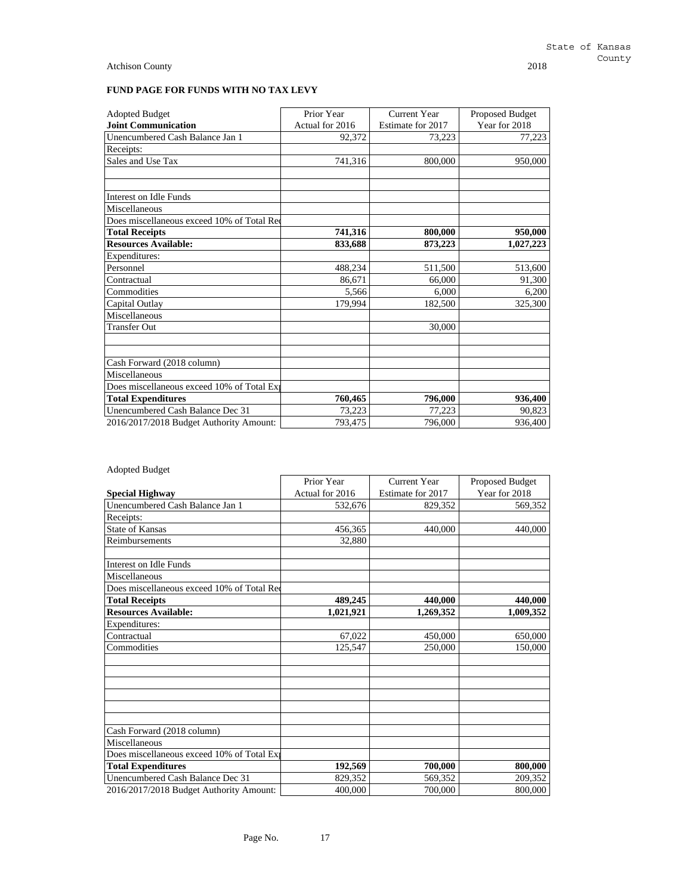State of Kansas
County

Atchison County 2018

**FUND PAGE FOR FUNDS WITH NO TAX LEVY**

| Adopted Budget<br>**Joint Communication** | Prior Year<br>Actual for 2016 | Current Year<br>Estimate for 2017 | Proposed Budget<br>Year for 2018 |
|---|---|---|---|
| Unencumbered Cash Balance Jan 1 | 92,372 | 73,223 | 77,223 |
| Receipts: | | | |
| Sales and Use Tax | 741,316 | 800,000 | 950,000 |
| | | | |
| | | | |
| Interest on Idle Funds | | | |
| Miscellaneous | | | |
| Does miscellaneous exceed 10% of Total Rec | | | |
| **Total Receipts** | **741,316** | **800,000** | **950,000** |
| **Resources Available:** | **833,688** | **873,223** | **1,027,223** |
| Expenditures: | | | |
| Personnel | 488,234 | 511,500 | 513,600 |
| Contractual | 86,671 | 66,000 | 91,300 |
| Commodities | 5,566 | 6,000 | 6,200 |
| Capital Outlay | 179,994 | 182,500 | 325,300 |
| Miscellaneous | | | |
| Transfer Out | | 30,000 | |
| | | | |
| | | | |
| Cash Forward (2018 column) | | | |
| Miscellaneous | | | |
| Does miscellaneous exceed 10% of Total Exp | | | |
| **Total Expenditures** | **760,465** | **796,000** | **936,400** |
| Unencumbered Cash Balance Dec 31 | 73,223 | 77,223 | 90,823 |
| 2016/2017/2018 Budget Authority Amount: | 793,475 | 796,000 | 936,400 |

Adopted Budget

| **Special Highway** | Prior Year<br>Actual for 2016 | Current Year<br>Estimate for 2017 | Proposed Budget<br>Year for 2018 |
|---|---|---|---|
| Unencumbered Cash Balance Jan 1 | 532,676 | 829,352 | 569,352 |
| Receipts: | | | |
| State of Kansas | 456,365 | 440,000 | 440,000 |
| Reimbursements | 32,880 | | |
| | | | |
| Interest on Idle Funds | | | |
| Miscellaneous | | | |
| Does miscellaneous exceed 10% of Total Rec | | | |
| **Total Receipts** | **489,245** | **440,000** | **440,000** |
| **Resources Available:** | **1,021,921** | **1,269,352** | **1,009,352** |
| Expenditures: | | | |
| Contractual | 67,022 | 450,000 | 650,000 |
| Commodities | 125,547 | 250,000 | 150,000 |
| | | | |
| | | | |
| | | | |
| | | | |
| | | | |
| | | | |
| Cash Forward (2018 column) | | | |
| Miscellaneous | | | |
| Does miscellaneous exceed 10% of Total Exp | | | |
| **Total Expenditures** | **192,569** | **700,000** | **800,000** |
| Unencumbered Cash Balance Dec 31 | 829,352 | 569,352 | 209,352 |
| 2016/2017/2018 Budget Authority Amount: | 400,000 | 700,000 | 800,000 |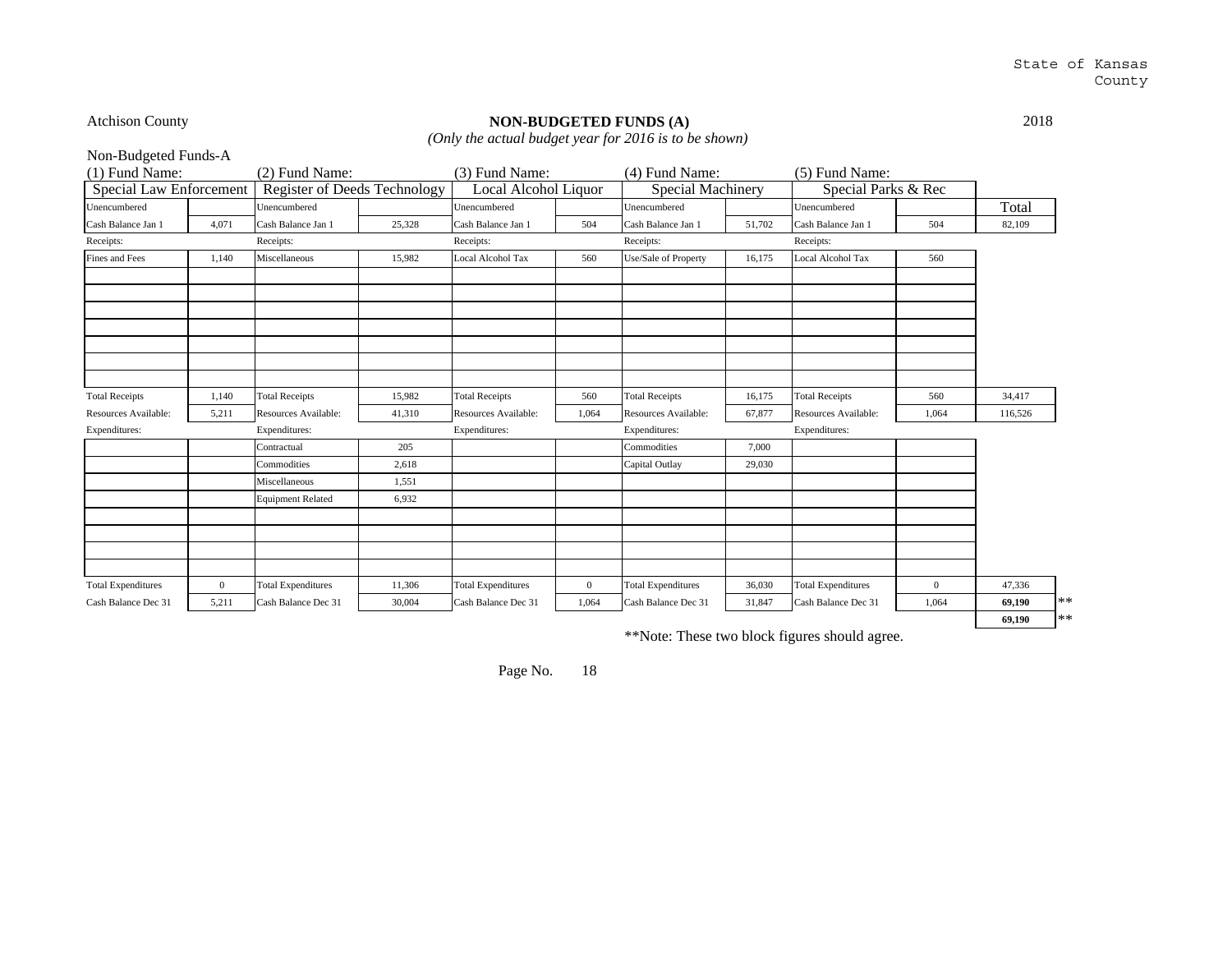State of Kansas
County

Atchison County

## NON-BUDGETED FUNDS (A)

*(Only the actual budget year for 2016 is to be shown)*

2018

Non-Budgeted Funds-A

| (1) Fund Name: | | (2) Fund Name: | | (3) Fund Name: | | (4) Fund Name: | | (5) Fund Name: | | |
|---|---|---|---|---|---|---|---|---|---|---|
| Special Law Enforcement | | Register of Deeds Technology | | Local Alcohol Liquor | | Special Machinery | | Special Parks & Rec | | |
| Unencumbered | | Unencumbered | | Unencumbered | | Unencumbered | | Unencumbered | | Total |
| Cash Balance Jan 1 | 4,071 | Cash Balance Jan 1 | 25,328 | Cash Balance Jan 1 | 504 | Cash Balance Jan 1 | 51,702 | Cash Balance Jan 1 | 504 | 82,109 |
| Receipts: | | Receipts: | | Receipts: | | Receipts: | | Receipts: | | |
| Fines and Fees | 1,140 | Miscellaneous | 15,982 | Local Alcohol Tax | 560 | Use/Sale of Property | 16,175 | Local Alcohol Tax | 560 | |
| Total Receipts | 1,140 | Total Receipts | 15,982 | Total Receipts | 560 | Total Receipts | 16,175 | Total Receipts | 560 | 34,417 |
| Resources Available: | 5,211 | Resources Available: | 41,310 | Resources Available: | 1,064 | Resources Available: | 67,877 | Resources Available: | 1,064 | 116,526 |
| Expenditures: | | Expenditures: | | Expenditures: | | Expenditures: | | Expenditures: | | |
| | | Contractual | 205 | | | Commodities | 7,000 | | | |
| | | Commodities | 2,618 | | | Capital Outlay | 29,030 | | | |
| | | Miscellaneous | 1,551 | | | | | | | |
| | | Equipment Related | 6,932 | | | | | | | |
| Total Expenditures | 0 | Total Expenditures | 11,306 | Total Expenditures | 0 | Total Expenditures | 36,030 | Total Expenditures | 0 | 47,336 |
| Cash Balance Dec 31 | 5,211 | Cash Balance Dec 31 | 30,004 | Cash Balance Dec 31 | 1,064 | Cash Balance Dec 31 | 31,847 | Cash Balance Dec 31 | 1,064 | **69,190** ** |
| | | | | | | | | | | **69,190** ** |

**Note: These two block figures should agree.

Page No. 18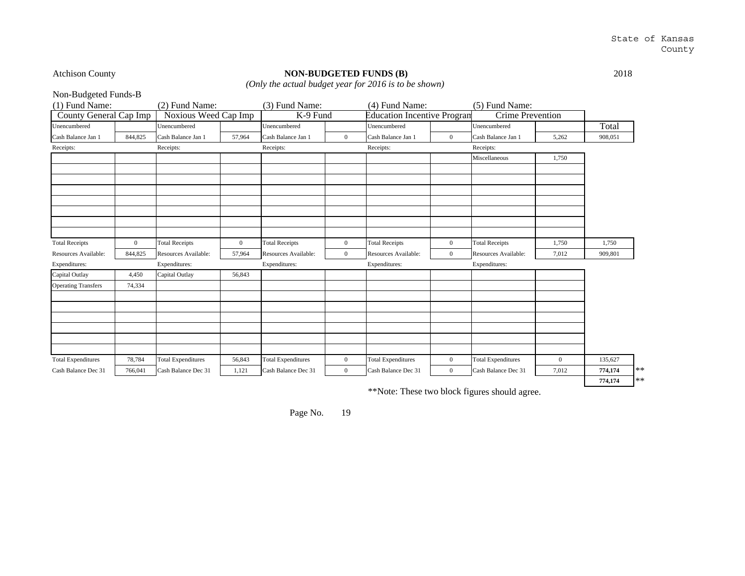State of Kansas
County

Atchison County

## NON-BUDGETED FUNDS (B)

*(Only the actual budget year for 2016 is to be shown)*

2018

Non-Budgeted Funds-B

| (1) Fund Name: | | (2) Fund Name: | | (3) Fund Name: | | (4) Fund Name: | | (5) Fund Name: | | |
|---|---|---|---|---|---|---|---|---|---|---|
| County General Cap Imp | | Noxious Weed Cap Imp | | K-9 Fund | | Education Incentive Program | | Crime Prevention | | |
| Unencumbered | | Unencumbered | | Unencumbered | | Unencumbered | | Unencumbered | | Total |
| Cash Balance Jan 1 | 844,825 | Cash Balance Jan 1 | 57,964 | Cash Balance Jan 1 | 0 | Cash Balance Jan 1 | 0 | Cash Balance Jan 1 | 5,262 | 908,051 |
| Receipts: | | Receipts: | | Receipts: | | Receipts: | | Receipts: | | |
| | | | | | | | | Miscellaneous | 1,750 | |
| Total Receipts | 0 | Total Receipts | 0 | Total Receipts | 0 | Total Receipts | 0 | Total Receipts | 1,750 | 1,750 |
| Resources Available: | 844,825 | Resources Available: | 57,964 | Resources Available: | 0 | Resources Available: | 0 | Resources Available: | 7,012 | 909,801 |
| Expenditures: | | Expenditures: | | Expenditures: | | Expenditures: | | Expenditures: | | |
| Capital Outlay | 4,450 | Capital Outlay | 56,843 | | | | | | | |
| Operating Transfers | 74,334 | | | | | | | | | |
| Total Expenditures | 78,784 | Total Expenditures | 56,843 | Total Expenditures | 0 | Total Expenditures | 0 | Total Expenditures | 0 | 135,627 |
| Cash Balance Dec 31 | 766,041 | Cash Balance Dec 31 | 1,121 | Cash Balance Dec 31 | 0 | Cash Balance Dec 31 | 0 | Cash Balance Dec 31 | 7,012 | **774,174** ** |
| | | | | | | | | | | **774,174** ** |

**Note: These two block figures should agree.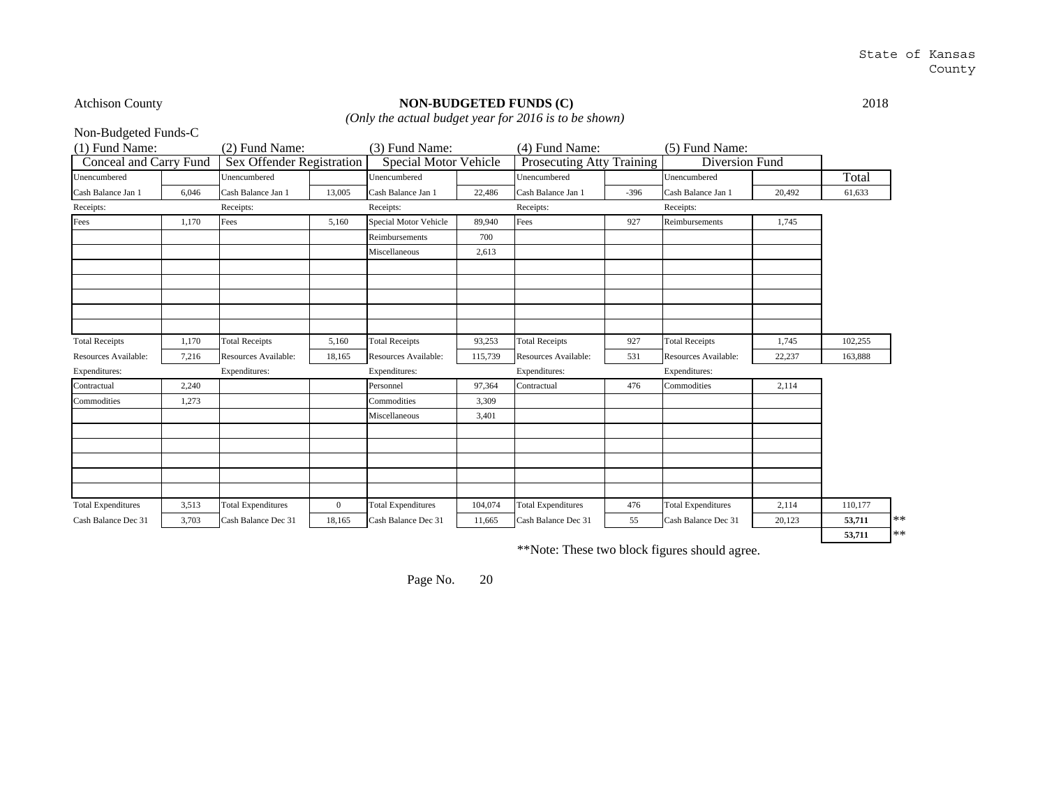State of Kansas
County

Atchison County

**NON-BUDGETED FUNDS (C)**

*(Only the actual budget year for 2016 is to be shown)*

2018

Non-Budgeted Funds-C

| (1) Fund Name: | | (2) Fund Name: | | (3) Fund Name: | | (4) Fund Name: | | (5) Fund Name: | | |
|---|---|---|---|---|---|---|---|---|---|---|
| Conceal and Carry Fund | | Sex Offender Registration | | Special Motor Vehicle | | Prosecuting Atty Training | | Diversion Fund | | |
| Unencumbered | | Unencumbered | | Unencumbered | | Unencumbered | | Unencumbered | | Total |
| Cash Balance Jan 1 | 6,046 | Cash Balance Jan 1 | 13,005 | Cash Balance Jan 1 | 22,486 | Cash Balance Jan 1 | -396 | Cash Balance Jan 1 | 20,492 | 61,633 |
| Receipts: | | Receipts: | | Receipts: | | Receipts: | | Receipts: | | |
| Fees | 1,170 | Fees | 5,160 | Special Motor Vehicle | 89,940 | Fees | 927 | Reimbursements | 1,745 | |
| | | | | Reimbursements | 700 | | | | | |
| | | | | Miscellaneous | 2,613 | | | | | |
| Total Receipts | 1,170 | Total Receipts | 5,160 | Total Receipts | 93,253 | Total Receipts | 927 | Total Receipts | 1,745 | 102,255 |
| Resources Available: | 7,216 | Resources Available: | 18,165 | Resources Available: | 115,739 | Resources Available: | 531 | Resources Available: | 22,237 | 163,888 |
| Expenditures: | | Expenditures: | | Expenditures: | | Expenditures: | | Expenditures: | | |
| Contractual | 2,240 | | | Personnel | 97,364 | Contractual | 476 | Commodities | 2,114 | |
| Commodities | 1,273 | | | Commodities | 3,309 | | | | | |
| | | | | Miscellaneous | 3,401 | | | | | |
| Total Expenditures | 3,513 | Total Expenditures | 0 | Total Expenditures | 104,074 | Total Expenditures | 476 | Total Expenditures | 2,114 | 110,177 |
| Cash Balance Dec 31 | 3,703 | Cash Balance Dec 31 | 18,165 | Cash Balance Dec 31 | 11,665 | Cash Balance Dec 31 | 55 | Cash Balance Dec 31 | 20,123 | **53,711** ** |
| | | | | | | | | | | **53,711** ** |

**Note: These two block figures should agree.

Page No. 20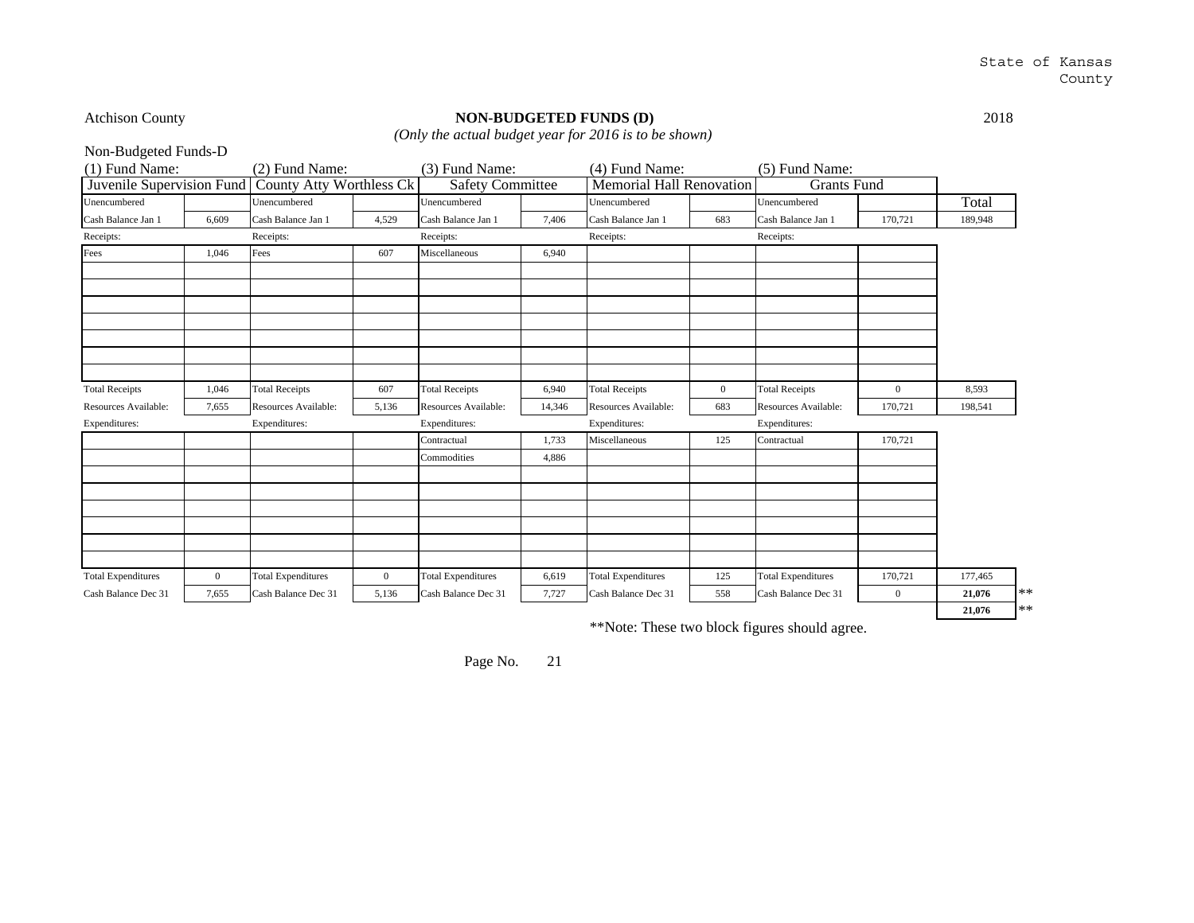State of Kansas
County

Atchison County

**NON-BUDGETED FUNDS (D)**

*(Only the actual budget year for 2016 is to be shown)*

2018

Non-Budgeted Funds-D

| (1) Fund Name: | | (2) Fund Name: | | (3) Fund Name: | | (4) Fund Name: | | (5) Fund Name: | | |
|---|---|---|---|---|---|---|---|---|---|---|
| Juvenile Supervision Fund | | County Atty Worthless Ck | | Safety Committee | | Memorial Hall Renovation | | Grants Fund | | |
| Unencumbered | | Unencumbered | | Unencumbered | | Unencumbered | | Unencumbered | | Total |
| Cash Balance Jan 1 | 6,609 | Cash Balance Jan 1 | 4,529 | Cash Balance Jan 1 | 7,406 | Cash Balance Jan 1 | 683 | Cash Balance Jan 1 | 170,721 | 189,948 |
| Receipts: | | Receipts: | | Receipts: | | Receipts: | | Receipts: | | |
| Fees | 1,046 | Fees | 607 | Miscellaneous | 6,940 | | | | | |
| Total Receipts | 1,046 | Total Receipts | 607 | Total Receipts | 6,940 | Total Receipts | 0 | Total Receipts | 0 | 8,593 |
| Resources Available: | 7,655 | Resources Available: | 5,136 | Resources Available: | 14,346 | Resources Available: | 683 | Resources Available: | 170,721 | 198,541 |
| Expenditures: | | Expenditures: | | Expenditures: | | Expenditures: | | Expenditures: | | |
| | | | | Contractual | 1,733 | Miscellaneous | 125 | Contractual | 170,721 | |
| | | | | Commodities | 4,886 | | | | | |
| Total Expenditures | 0 | Total Expenditures | 0 | Total Expenditures | 6,619 | Total Expenditures | 125 | Total Expenditures | 170,721 | 177,465 |
| Cash Balance Dec 31 | 7,655 | Cash Balance Dec 31 | 5,136 | Cash Balance Dec 31 | 7,727 | Cash Balance Dec 31 | 558 | Cash Balance Dec 31 | 0 | **21,076** ** |
| | | | | | | | | | | **21,076** ** |

**Note: These two block figures should agree.

Page No. 21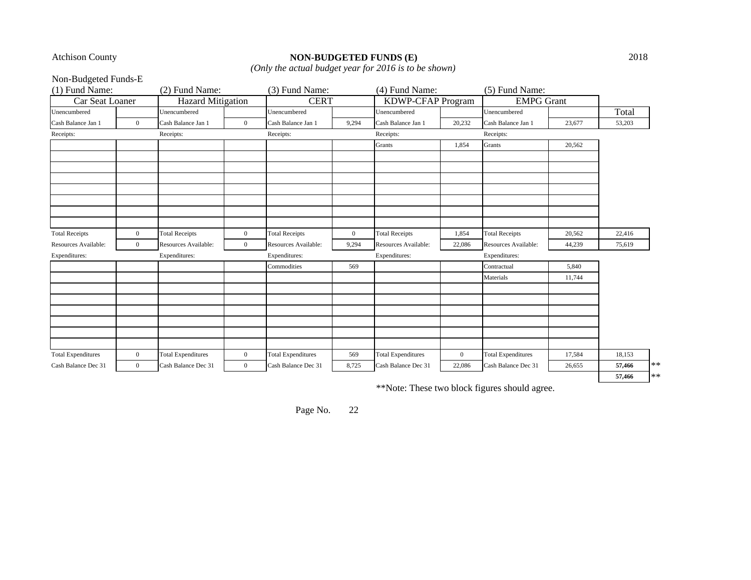Atchison County

# NON-BUDGETED FUNDS (E)

*(Only the actual budget year for 2016 is to be shown)*

2018

Non-Budgeted Funds-E

| (1) Fund Name: | | (2) Fund Name: | | (3) Fund Name: | | (4) Fund Name: | | (5) Fund Name: | | |
|---|---|---|---|---|---|---|---|---|---|---|
| Car Seat Loaner | | Hazard Mitigation | | CERT | | KDWP-CFAP Program | | EMPG Grant | | |
| Unencumbered | | Unencumbered | | Unencumbered | | Unencumbered | | Unencumbered | | Total |
| Cash Balance Jan 1 | 0 | Cash Balance Jan 1 | 0 | Cash Balance Jan 1 | 9,294 | Cash Balance Jan 1 | 20,232 | Cash Balance Jan 1 | 23,677 | 53,203 |
| Receipts: | | Receipts: | | Receipts: | | Receipts: | | Receipts: | | |
| | | | | | | Grants | 1,854 | Grants | 20,562 | |
| Total Receipts | 0 | Total Receipts | 0 | Total Receipts | 0 | Total Receipts | 1,854 | Total Receipts | 20,562 | 22,416 |
| Resources Available: | 0 | Resources Available: | 0 | Resources Available: | 9,294 | Resources Available: | 22,086 | Resources Available: | 44,239 | 75,619 |
| Expenditures: | | Expenditures: | | Expenditures: | | Expenditures: | | Expenditures: | | |
| | | | | Commodities | 569 | | | Contractual | 5,840 | |
| | | | | | | | | Materials | 11,744 | |
| Total Expenditures | 0 | Total Expenditures | 0 | Total Expenditures | 569 | Total Expenditures | 0 | Total Expenditures | 17,584 | 18,153 |
| Cash Balance Dec 31 | 0 | Cash Balance Dec 31 | 0 | Cash Balance Dec 31 | 8,725 | Cash Balance Dec 31 | 22,086 | Cash Balance Dec 31 | 26,655 | **57,466** ** |
| | | | | | | | | | | **57,466** ** |

**Note: These two block figures should agree.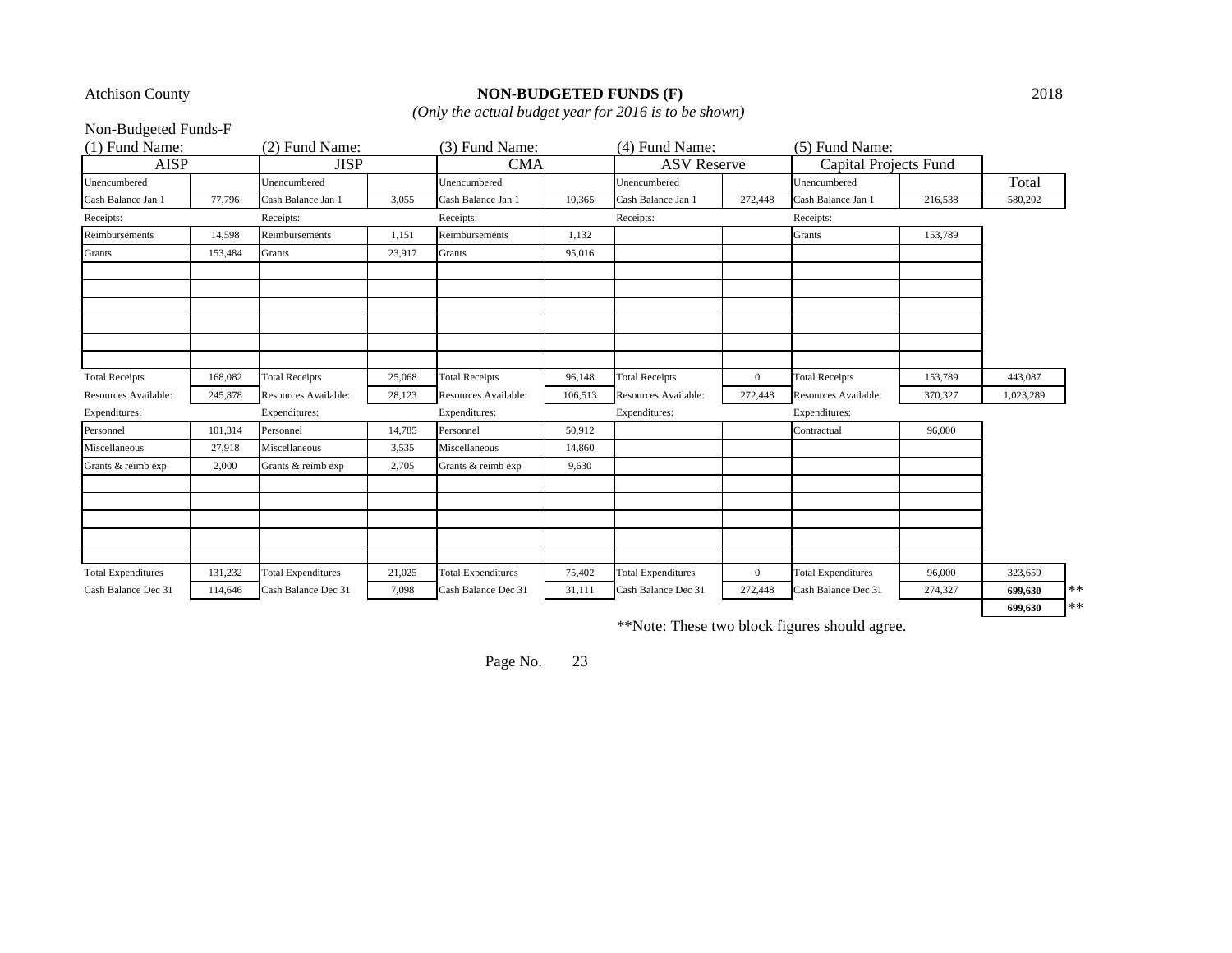Atchison County

# NON-BUDGETED FUNDS (F)

*(Only the actual budget year for 2016 is to be shown)*

2018

Non-Budgeted Funds-F

| (1) Fund Name: | | (2) Fund Name: | | (3) Fund Name: | | (4) Fund Name: | | (5) Fund Name: | | |
|---|---|---|---|---|---|---|---|---|---|---|
| AISP | | JISP | | CMA | | ASV Reserve | | Capital Projects Fund | | |
| Unencumbered | | Unencumbered | | Unencumbered | | Unencumbered | | Unencumbered | | Total |
| Cash Balance Jan 1 | 77,796 | Cash Balance Jan 1 | 3,055 | Cash Balance Jan 1 | 10,365 | Cash Balance Jan 1 | 272,448 | Cash Balance Jan 1 | 216,538 | 580,202 |
| Receipts: | | Receipts: | | Receipts: | | Receipts: | | Receipts: | | |
| Reimbursements | 14,598 | Reimbursements | 1,151 | Reimbursements | 1,132 | | | Grants | 153,789 | |
| Grants | 153,484 | Grants | 23,917 | Grants | 95,016 | | | | | |
| | | | | | | | | | | |
| | | | | | | | | | | |
| | | | | | | | | | | |
| | | | | | | | | | | |
| | | | | | | | | | | |
| | | | | | | | | | | |
| Total Receipts | 168,082 | Total Receipts | 25,068 | Total Receipts | 96,148 | Total Receipts | 0 | Total Receipts | 153,789 | 443,087 |
| Resources Available: | 245,878 | Resources Available: | 28,123 | Resources Available: | 106,513 | Resources Available: | 272,448 | Resources Available: | 370,327 | 1,023,289 |
| Expenditures: | | Expenditures: | | Expenditures: | | Expenditures: | | Expenditures: | | |
| Personnel | 101,314 | Personnel | 14,785 | Personnel | 50,912 | | | Contractual | 96,000 | |
| Miscellaneous | 27,918 | Miscellaneous | 3,535 | Miscellaneous | 14,860 | | | | | |
| Grants & reimb exp | 2,000 | Grants & reimb exp | 2,705 | Grants & reimb exp | 9,630 | | | | | |
| | | | | | | | | | | |
| | | | | | | | | | | |
| | | | | | | | | | | |
| | | | | | | | | | | |
| | | | | | | | | | | |
| Total Expenditures | 131,232 | Total Expenditures | 21,025 | Total Expenditures | 75,402 | Total Expenditures | 0 | Total Expenditures | 96,000 | 323,659 |
| Cash Balance Dec 31 | 114,646 | Cash Balance Dec 31 | 7,098 | Cash Balance Dec 31 | 31,111 | Cash Balance Dec 31 | 272,448 | Cash Balance Dec 31 | 274,327 | **699,630** ** |
| | | | | | | | | | | **699,630** ** |

**Note: These two block figures should agree.

Page No. 23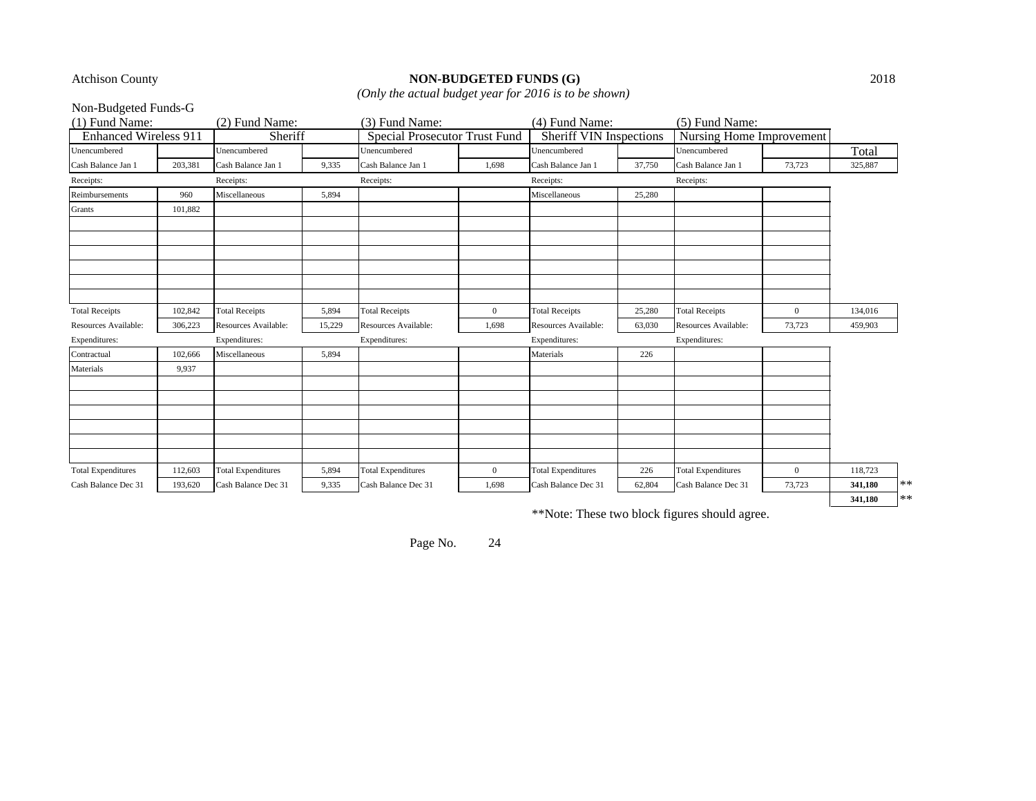Atchison County

# NON-BUDGETED FUNDS (G)

*(Only the actual budget year for 2016 is to be shown)*

2018

Non-Budgeted Funds-G

| (1) Fund Name: | | (2) Fund Name: | | (3) Fund Name: | | (4) Fund Name: | | (5) Fund Name: | | |
|---|---|---|---|---|---|---|---|---|---|---|
| Enhanced Wireless 911 | | Sheriff | | Special Prosecutor Trust Fund | | Sheriff VIN Inspections | | Nursing Home Improvement | | |
| Unencumbered | | Unencumbered | | Unencumbered | | Unencumbered | | Unencumbered | | Total |
| Cash Balance Jan 1 | 203,381 | Cash Balance Jan 1 | 9,335 | Cash Balance Jan 1 | 1,698 | Cash Balance Jan 1 | 37,750 | Cash Balance Jan 1 | 73,723 | 325,887 |
| Receipts: | | Receipts: | | Receipts: | | Receipts: | | Receipts: | | |
| Reimbursements | 960 | Miscellaneous | 5,894 | | | Miscellaneous | 25,280 | | | |
| Grants | 101,882 | | | | | | | | | |
| | | | | | | | | | | |
| | | | | | | | | | | |
| | | | | | | | | | | |
| | | | | | | | | | | |
| | | | | | | | | | | |
| | | | | | | | | | | |
| Total Receipts | 102,842 | Total Receipts | 5,894 | Total Receipts | 0 | Total Receipts | 25,280 | Total Receipts | 0 | 134,016 |
| Resources Available: | 306,223 | Resources Available: | 15,229 | Resources Available: | 1,698 | Resources Available: | 63,030 | Resources Available: | 73,723 | 459,903 |
| Expenditures: | | Expenditures: | | Expenditures: | | Expenditures: | | Expenditures: | | |
| Contractual | 102,666 | Miscellaneous | 5,894 | | | Materials | 226 | | | |
| Materials | 9,937 | | | | | | | | | |
| | | | | | | | | | | |
| | | | | | | | | | | |
| | | | | | | | | | | |
| | | | | | | | | | | |
| | | | | | | | | | | |
| | | | | | | | | | | |
| Total Expenditures | 112,603 | Total Expenditures | 5,894 | Total Expenditures | 0 | Total Expenditures | 226 | Total Expenditures | 0 | 118,723 |
| Cash Balance Dec 31 | 193,620 | Cash Balance Dec 31 | 9,335 | Cash Balance Dec 31 | 1,698 | Cash Balance Dec 31 | 62,804 | Cash Balance Dec 31 | 73,723 | **341,180** ** |
| | | | | | | | | | | **341,180** ** |

**Note: These two block figures should agree.

Page No. 24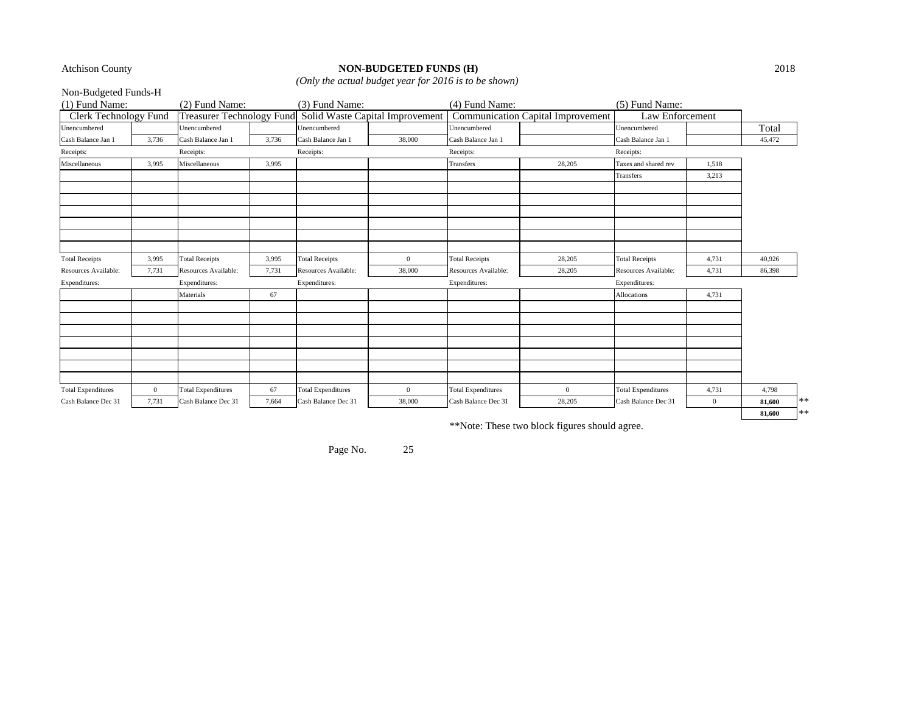Atchison County

# NON-BUDGETED FUNDS (H)

*(Only the actual budget year for 2016 is to be shown)*

2018

Non-Budgeted Funds-H

| (1) Fund Name: | | (2) Fund Name: | | (3) Fund Name: | | (4) Fund Name: | | (5) Fund Name: | | |
|---|---|---|---|---|---|---|---|---|---|---|
| Clerk Technology Fund | | Treasurer Technology Fund | | Solid Waste Capital Improvement | | Communication Capital Improvement | | Law Enforcement | | |
| Unencumbered | | Unencumbered | | Unencumbered | | Unencumbered | | Unencumbered | | Total |
| Cash Balance Jan 1 | 3,736 | Cash Balance Jan 1 | 3,736 | Cash Balance Jan 1 | 38,000 | Cash Balance Jan 1 | | Cash Balance Jan 1 | | 45,472 |
| Receipts: | | Receipts: | | Receipts: | | Receipts: | | Receipts: | | |
| Miscellaneous | 3,995 | Miscellaneous | 3,995 | | | Transfers | 28,205 | Taxes and shared rev | 1,518 | |
| | | | | | | | | Transfers | 3,213 | |
| Total Receipts | 3,995 | Total Receipts | 3,995 | Total Receipts | 0 | Total Receipts | 28,205 | Total Receipts | 4,731 | 40,926 |
| Resources Available: | 7,731 | Resources Available: | 7,731 | Resources Available: | 38,000 | Resources Available: | 28,205 | Resources Available: | 4,731 | 86,398 |
| Expenditures: | | Expenditures: | | Expenditures: | | Expenditures: | | Expenditures: | | |
| | | Materials | 67 | | | | | Allocations | 4,731 | |
| Total Expenditures | 0 | Total Expenditures | 67 | Total Expenditures | 0 | Total Expenditures | 0 | Total Expenditures | 4,731 | 4,798 |
| Cash Balance Dec 31 | 7,731 | Cash Balance Dec 31 | 7,664 | Cash Balance Dec 31 | 38,000 | Cash Balance Dec 31 | 28,205 | Cash Balance Dec 31 | 0 | **81,600** ** |
| | | | | | | | | | | **81,600** ** |

**Note: These two block figures should agree.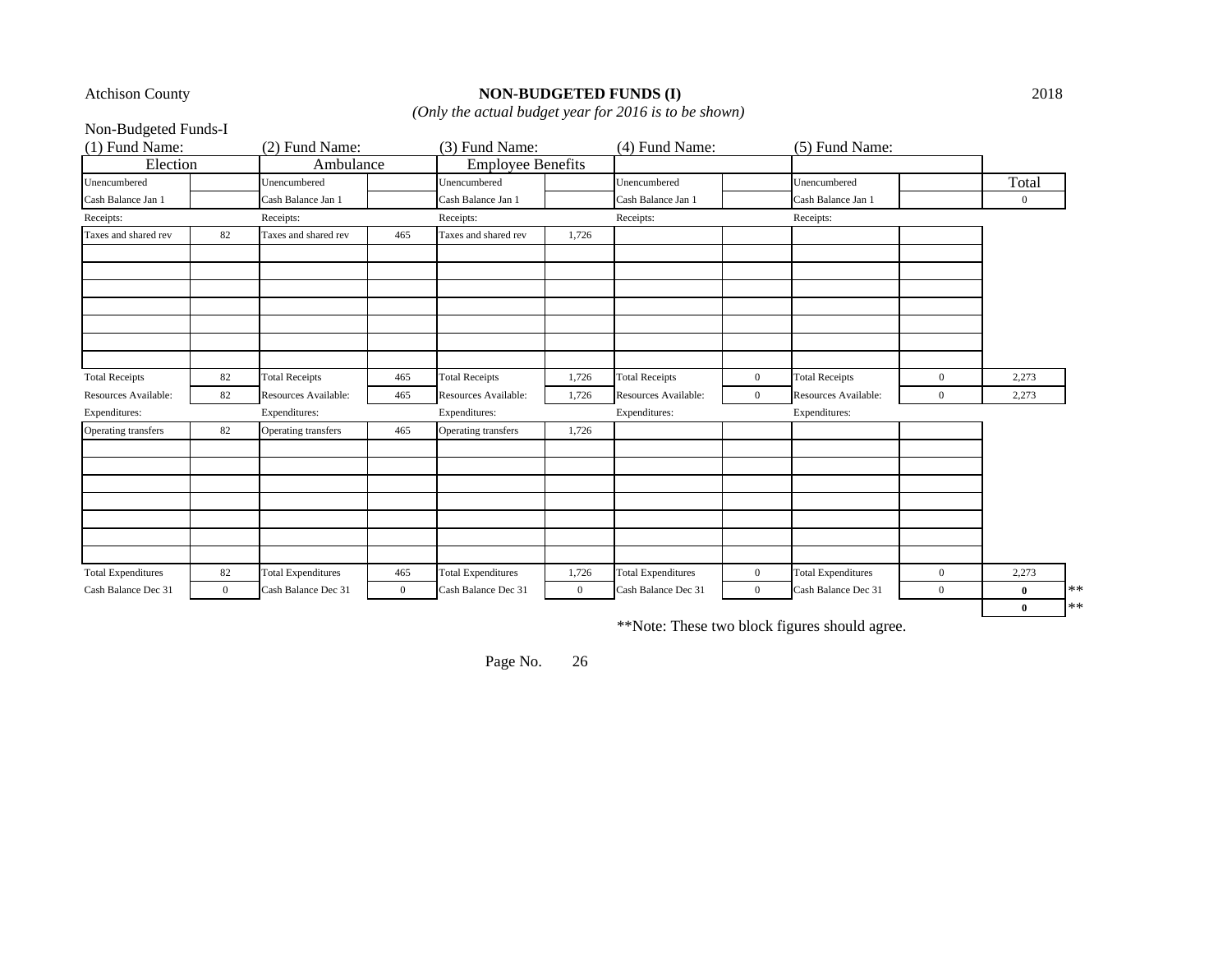Atchison County

**NON-BUDGETED FUNDS (I)**

*(Only the actual budget year for 2016 is to be shown)*

2018

Non-Budgeted Funds-I

| (1) Fund Name: | | (2) Fund Name: | | (3) Fund Name: | | (4) Fund Name: | | (5) Fund Name: | | |
|---|---|---|---|---|---|---|---|---|---|---|
| Election | | Ambulance | | Employee Benefits | | | | | | |
| Unencumbered | | Unencumbered | | Unencumbered | | Unencumbered | | Unencumbered | | Total |
| Cash Balance Jan 1 | | Cash Balance Jan 1 | | Cash Balance Jan 1 | | Cash Balance Jan 1 | | Cash Balance Jan 1 | | 0 |
| Receipts: | | Receipts: | | Receipts: | | Receipts: | | Receipts: | | |
| Taxes and shared rev | 82 | Taxes and shared rev | 465 | Taxes and shared rev | 1,726 | | | | | |
| Total Receipts | 82 | Total Receipts | 465 | Total Receipts | 1,726 | Total Receipts | 0 | Total Receipts | 0 | 2,273 |
| Resources Available: | 82 | Resources Available: | 465 | Resources Available: | 1,726 | Resources Available: | 0 | Resources Available: | 0 | 2,273 |
| Expenditures: | | Expenditures: | | Expenditures: | | Expenditures: | | Expenditures: | | |
| Operating transfers | 82 | Operating transfers | 465 | Operating transfers | 1,726 | | | | | |
| Total Expenditures | 82 | Total Expenditures | 465 | Total Expenditures | 1,726 | Total Expenditures | 0 | Total Expenditures | 0 | 2,273 |
| Cash Balance Dec 31 | 0 | Cash Balance Dec 31 | 0 | Cash Balance Dec 31 | 0 | Cash Balance Dec 31 | 0 | Cash Balance Dec 31 | 0 | **0** ** |
| | | | | | | | | | | **0** ** |

**Note: These two block figures should agree.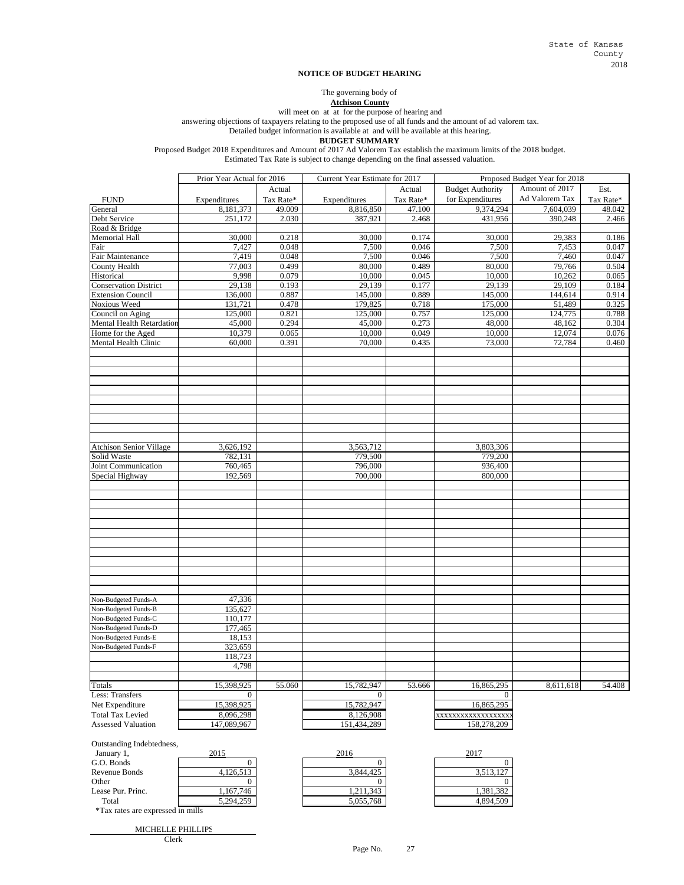State of Kansas
County
2018

**NOTICE OF BUDGET HEARING**

The governing body of
**Atchison County**
will meet on at at for the purpose of hearing and
answering objections of taxpayers relating to the proposed use of all funds and the amount of ad valorem tax.
Detailed budget information is available at and will be available at this hearing.

**BUDGET SUMMARY**

Proposed Budget 2018 Expenditures and Amount of 2017 Ad Valorem Tax establish the maximum limits of the 2018 budget.
Estimated Tax Rate is subject to change depending on the final assessed valuation.

| | Prior Year Actual for 2016 | | Current Year Estimate for 2017 | | Proposed Budget Year for 2018 | | |
|---|---|---|---|---|---|---|---|
| FUND | Expenditures | Actual Tax Rate* | Expenditures | Actual Tax Rate* | Budget Authority for Expenditures | Amount of 2017 Ad Valorem Tax | Est. Tax Rate* |
| General | 8,181,373 | 49.009 | 8,816,850 | 47.100 | 9,374,294 | 7,604,039 | 48.042 |
| Debt Service | 251,172 | 2.030 | 387,921 | 2.468 | 431,956 | 390,248 | 2.466 |
| Road & Bridge | | | | | | | |
| Memorial Hall | 30,000 | 0.218 | 30,000 | 0.174 | 30,000 | 29,383 | 0.186 |
| Fair | 7,427 | 0.048 | 7,500 | 0.046 | 7,500 | 7,453 | 0.047 |
| Fair Maintenance | 7,419 | 0.048 | 7,500 | 0.046 | 7,500 | 7,460 | 0.047 |
| County Health | 77,003 | 0.499 | 80,000 | 0.489 | 80,000 | 79,766 | 0.504 |
| Historical | 9,998 | 0.079 | 10,000 | 0.045 | 10,000 | 10,262 | 0.065 |
| Conservation District | 29,138 | 0.193 | 29,139 | 0.177 | 29,139 | 29,109 | 0.184 |
| Extension Council | 136,000 | 0.887 | 145,000 | 0.889 | 145,000 | 144,614 | 0.914 |
| Noxious Weed | 131,721 | 0.478 | 179,825 | 0.718 | 175,000 | 51,489 | 0.325 |
| Council on Aging | 125,000 | 0.821 | 125,000 | 0.757 | 125,000 | 124,775 | 0.788 |
| Mental Health Retardation | 45,000 | 0.294 | 45,000 | 0.273 | 48,000 | 48,162 | 0.304 |
| Home for the Aged | 10,379 | 0.065 | 10,000 | 0.049 | 10,000 | 12,074 | 0.076 |
| Mental Health Clinic | 60,000 | 0.391 | 70,000 | 0.435 | 73,000 | 72,784 | 0.460 |
| Atchison Senior Village | 3,626,192 | | 3,563,712 | | 3,803,306 | | |
| Solid Waste | 782,131 | | 779,500 | | 779,200 | | |
| Joint Communication | 760,465 | | 796,000 | | 936,400 | | |
| Special Highway | 192,569 | | 700,000 | | 800,000 | | |
| Non-Budgeted Funds-A | 47,336 | | | | | | |
| Non-Budgeted Funds-B | 135,627 | | | | | | |
| Non-Budgeted Funds-C | 110,177 | | | | | | |
| Non-Budgeted Funds-D | 177,465 | | | | | | |
| Non-Budgeted Funds-E | 18,153 | | | | | | |
| Non-Budgeted Funds-F | 323,659 | | | | | | |
| | 118,723 | | | | | | |
| | 4,798 | | | | | | |
| Totals | 15,398,925 | 55.060 | 15,782,947 | 53.666 | 16,865,295 | 8,611,618 | 54.408 |
| Less: Transfers | 0 | | 0 | | 0 | | |
| Net Expenditure | 15,398,925 | | 15,782,947 | | 16,865,295 | | |
| Total Tax Levied | 8,096,298 | | 8,126,908 | | xxxxxxxxxxxxxxxxxx | | |
| Assessed Valuation | 147,089,967 | | 151,434,289 | | 158,278,209 | | |

| Outstanding Indebtedness, January 1, | 2015 | 2016 | 2017 |
|---|---|---|---|
| G.O. Bonds | 0 | 0 | 0 |
| Revenue Bonds | 4,126,513 | 3,844,425 | 3,513,127 |
| Other | 0 | 0 | 0 |
| Lease Pur. Princ. | 1,167,746 | 1,211,343 | 1,381,382 |
| Total | 5,294,259 | 5,055,768 | 4,894,509 |

*Tax rates are expressed in mills

MICHELLE PHILLIPS
Clerk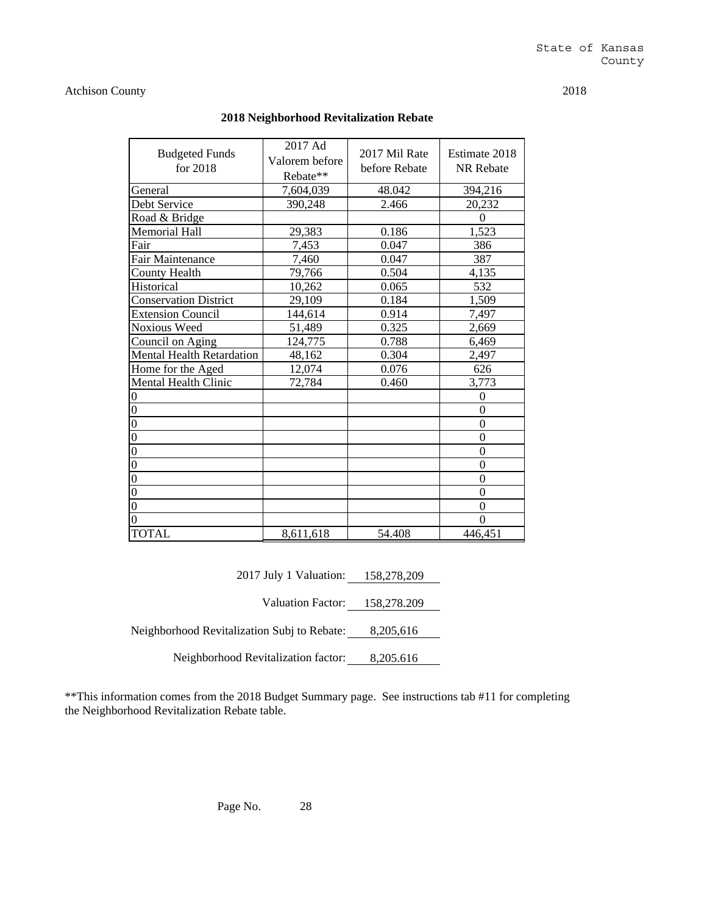State of Kansas
County

Atchison County 2018

**2018 Neighborhood Revitalization Rebate**

| Budgeted Funds for 2018 | 2017 Ad Valorem before Rebate** | 2017 Mil Rate before Rebate | Estimate 2018 NR Rebate |
|---|---|---|---|
| General | 7,604,039 | 48.042 | 394,216 |
| Debt Service | 390,248 | 2.466 | 20,232 |
| Road & Bridge | | | 0 |
| Memorial Hall | 29,383 | 0.186 | 1,523 |
| Fair | 7,453 | 0.047 | 386 |
| Fair Maintenance | 7,460 | 0.047 | 387 |
| County Health | 79,766 | 0.504 | 4,135 |
| Historical | 10,262 | 0.065 | 532 |
| Conservation District | 29,109 | 0.184 | 1,509 |
| Extension Council | 144,614 | 0.914 | 7,497 |
| Noxious Weed | 51,489 | 0.325 | 2,669 |
| Council on Aging | 124,775 | 0.788 | 6,469 |
| Mental Health Retardation | 48,162 | 0.304 | 2,497 |
| Home for the Aged | 12,074 | 0.076 | 626 |
| Mental Health Clinic | 72,784 | 0.460 | 3,773 |
| 0 | | | 0 |
| 0 | | | 0 |
| 0 | | | 0 |
| 0 | | | 0 |
| 0 | | | 0 |
| 0 | | | 0 |
| 0 | | | 0 |
| 0 | | | 0 |
| 0 | | | 0 |
| 0 | | | 0 |
| TOTAL | 8,611,618 | 54.408 | 446,451 |

2017 July 1 Valuation: 158,278,209

Valuation Factor: 158,278.209

Neighborhood Revitalization Subj to Rebate: 8,205,616

Neighborhood Revitalization factor: 8,205.616

**This information comes from the 2018 Budget Summary page. See instructions tab #11 for completing the Neighborhood Revitalization Rebate table.